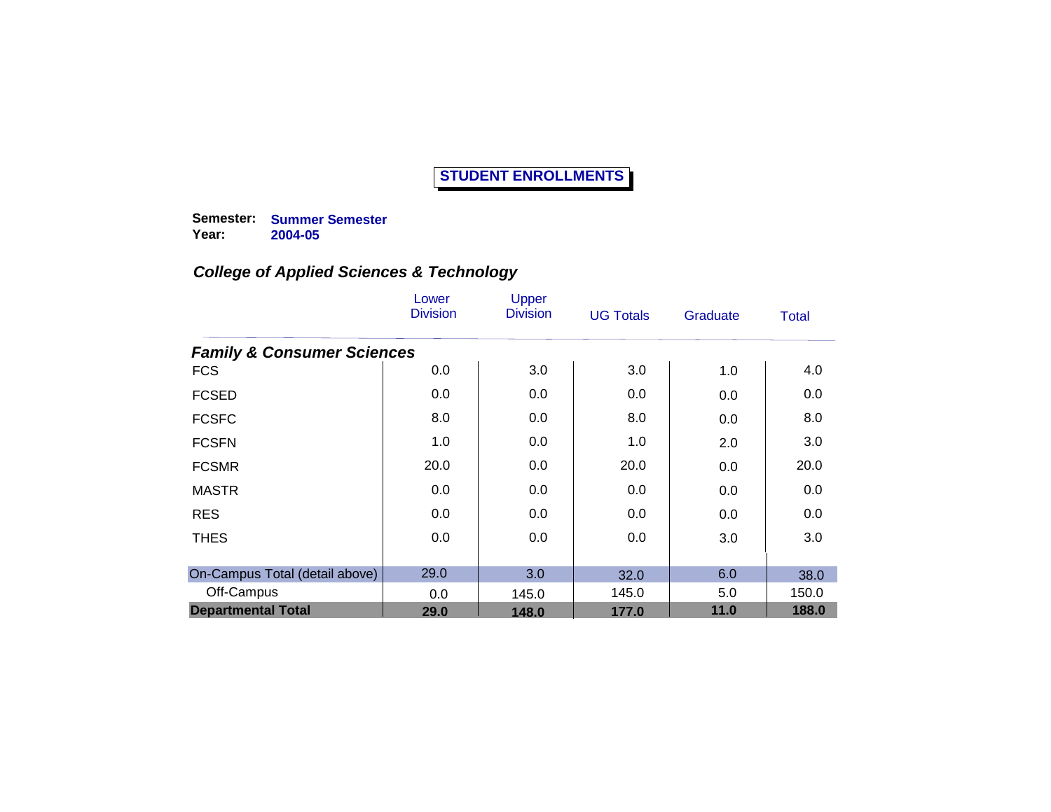# STUDENT ENROLLMENTS

**Semester:** **Summer Semester**
**Year:** **2004-05**

## *College of Applied Sciences & Technology*

| | Lower Division | Upper Division | UG Totals | Graduate | Total |
|---|---|---|---|---|---|
| ***Family & Consumer Sciences*** | | | | | |
| FCS | 0.0 | 3.0 | 3.0 | 1.0 | 4.0 |
| FCSED | 0.0 | 0.0 | 0.0 | 0.0 | 0.0 |
| FCSFC | 8.0 | 0.0 | 8.0 | 0.0 | 8.0 |
| FCSFN | 1.0 | 0.0 | 1.0 | 2.0 | 3.0 |
| FCSMR | 20.0 | 0.0 | 20.0 | 0.0 | 20.0 |
| MASTR | 0.0 | 0.0 | 0.0 | 0.0 | 0.0 |
| RES | 0.0 | 0.0 | 0.0 | 0.0 | 0.0 |
| THES | 0.0 | 0.0 | 0.0 | 3.0 | 3.0 |
| On-Campus Total (detail above) | 29.0 | 3.0 | 32.0 | 6.0 | 38.0 |
| Off-Campus | 0.0 | 145.0 | 145.0 | 5.0 | 150.0 |
| **Departmental Total** | **29.0** | **148.0** | **177.0** | **11.0** | **188.0** |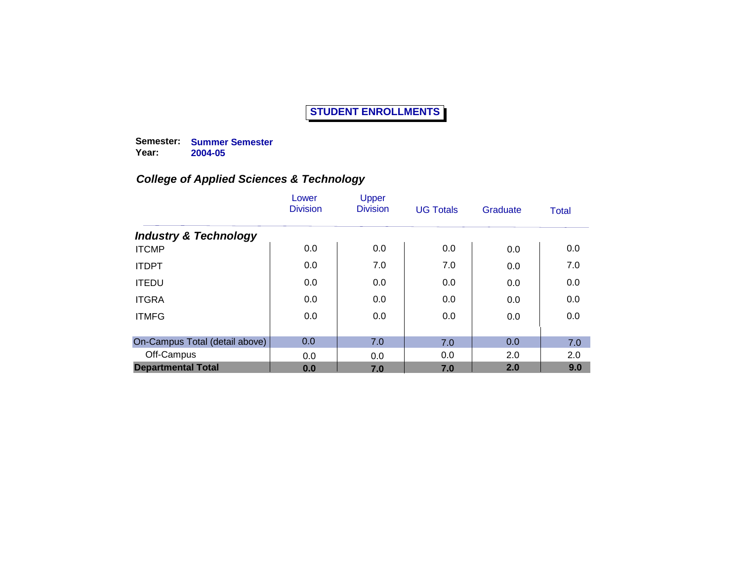# STUDENT ENROLLMENTS

**Semester:** **Summer Semester**
**Year:** **2004-05**

## *College of Applied Sciences & Technology*

| | Lower Division | Upper Division | UG Totals | Graduate | Total |
|---|---|---|---|---|---|
| ***Industry & Technology*** | | | | | |
| ITCMP | 0.0 | 0.0 | 0.0 | 0.0 | 0.0 |
| ITDPT | 0.0 | 7.0 | 7.0 | 0.0 | 7.0 |
| ITEDU | 0.0 | 0.0 | 0.0 | 0.0 | 0.0 |
| ITGRA | 0.0 | 0.0 | 0.0 | 0.0 | 0.0 |
| ITMFG | 0.0 | 0.0 | 0.0 | 0.0 | 0.0 |
| On-Campus Total (detail above) | 0.0 | 7.0 | 7.0 | 0.0 | 7.0 |
| Off-Campus | 0.0 | 0.0 | 0.0 | 2.0 | 2.0 |
| **Departmental Total** | **0.0** | **7.0** | **7.0** | **2.0** | **9.0** |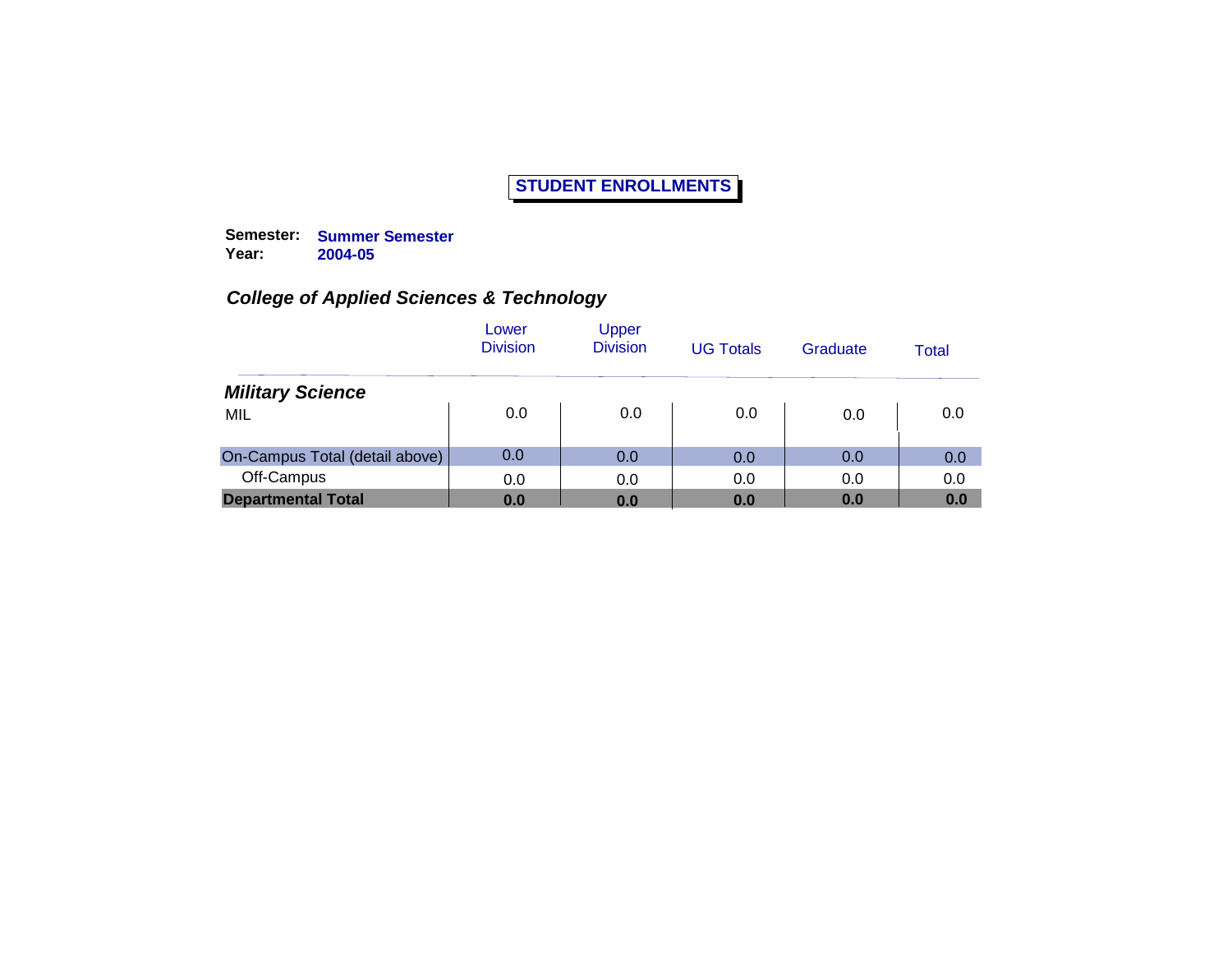# STUDENT ENROLLMENTS

**Semester:** **Summer Semester**
**Year:** **2004-05**

## *College of Applied Sciences & Technology*

| | Lower Division | Upper Division | UG Totals | Graduate | Total |
|---|---|---|---|---|---|
| ***Military Science*** | | | | | |
| MIL | 0.0 | 0.0 | 0.0 | 0.0 | 0.0 |
| On-Campus Total (detail above) | 0.0 | 0.0 | 0.0 | 0.0 | 0.0 |
| Off-Campus | 0.0 | 0.0 | 0.0 | 0.0 | 0.0 |
| **Departmental Total** | **0.0** | **0.0** | **0.0** | **0.0** | **0.0** |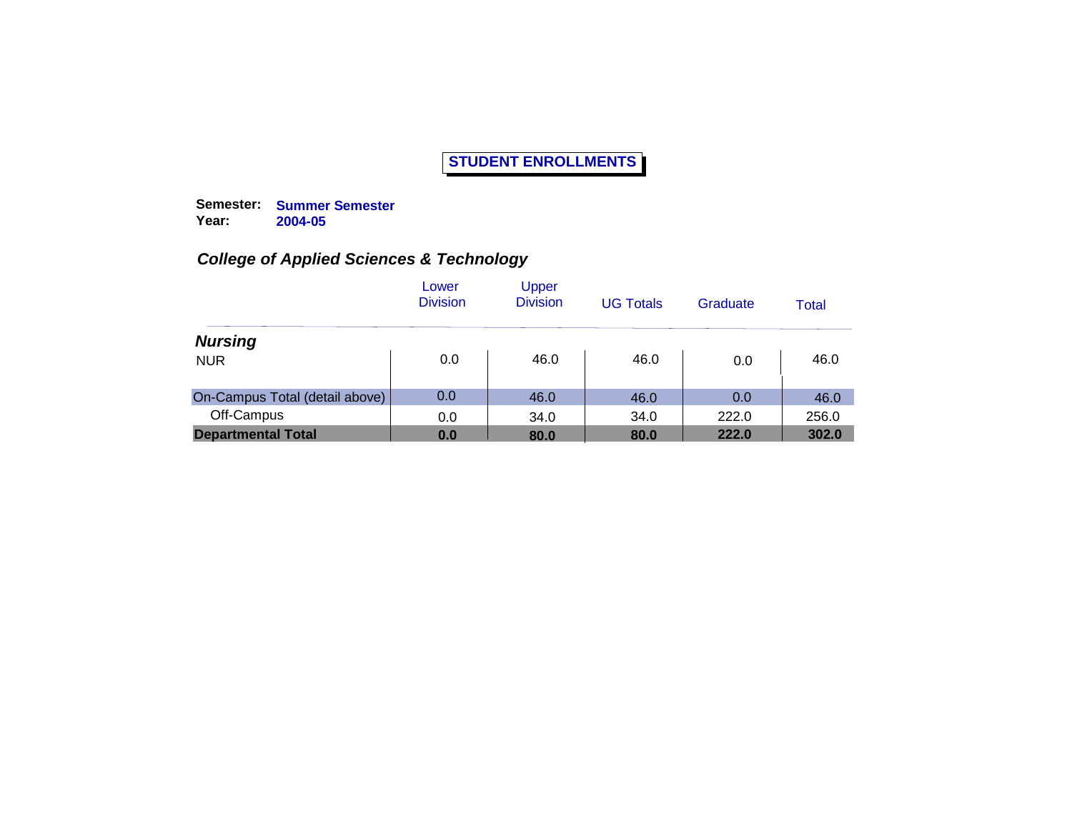# STUDENT ENROLLMENTS

**Semester:** **Summer Semester**
**Year:** **2004-05**

### *College of Applied Sciences & Technology*

| | Lower Division | Upper Division | UG Totals | Graduate | Total |
|---|---|---|---|---|---|
| ***Nursing*** | | | | | |
| NUR | 0.0 | 46.0 | 46.0 | 0.0 | 46.0 |
| On-Campus Total (detail above) | 0.0 | 46.0 | 46.0 | 0.0 | 46.0 |
| Off-Campus | 0.0 | 34.0 | 34.0 | 222.0 | 256.0 |
| **Departmental Total** | **0.0** | **80.0** | **80.0** | **222.0** | **302.0** |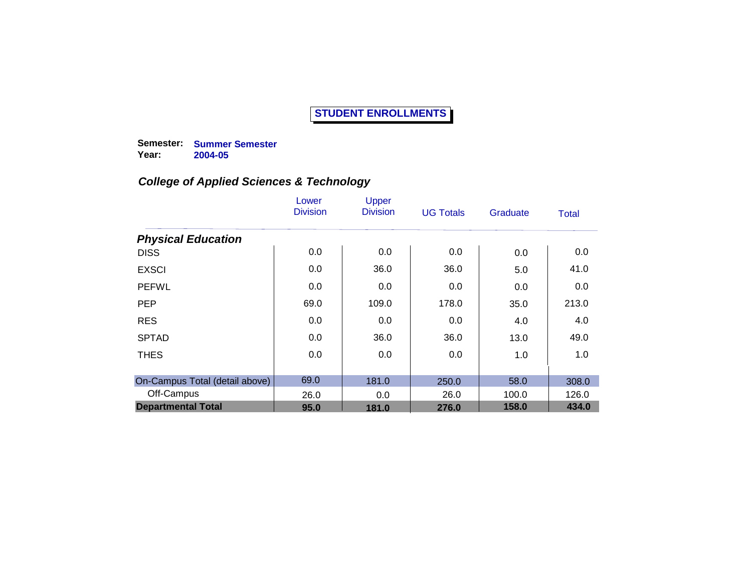# STUDENT ENROLLMENTS

**Semester:** **Summer Semester**
**Year:** **2004-05**

## *College of Applied Sciences & Technology*

| | Lower Division | Upper Division | UG Totals | Graduate | Total |
|---|---|---|---|---|---|
| ***Physical Education*** | | | | | |
| DISS | 0.0 | 0.0 | 0.0 | 0.0 | 0.0 |
| EXSCI | 0.0 | 36.0 | 36.0 | 5.0 | 41.0 |
| PEFWL | 0.0 | 0.0 | 0.0 | 0.0 | 0.0 |
| PEP | 69.0 | 109.0 | 178.0 | 35.0 | 213.0 |
| RES | 0.0 | 0.0 | 0.0 | 4.0 | 4.0 |
| SPTAD | 0.0 | 36.0 | 36.0 | 13.0 | 49.0 |
| THES | 0.0 | 0.0 | 0.0 | 1.0 | 1.0 |
| On-Campus Total (detail above) | 69.0 | 181.0 | 250.0 | 58.0 | 308.0 |
| Off-Campus | 26.0 | 0.0 | 26.0 | 100.0 | 126.0 |
| **Departmental Total** | **95.0** | **181.0** | **276.0** | **158.0** | **434.0** |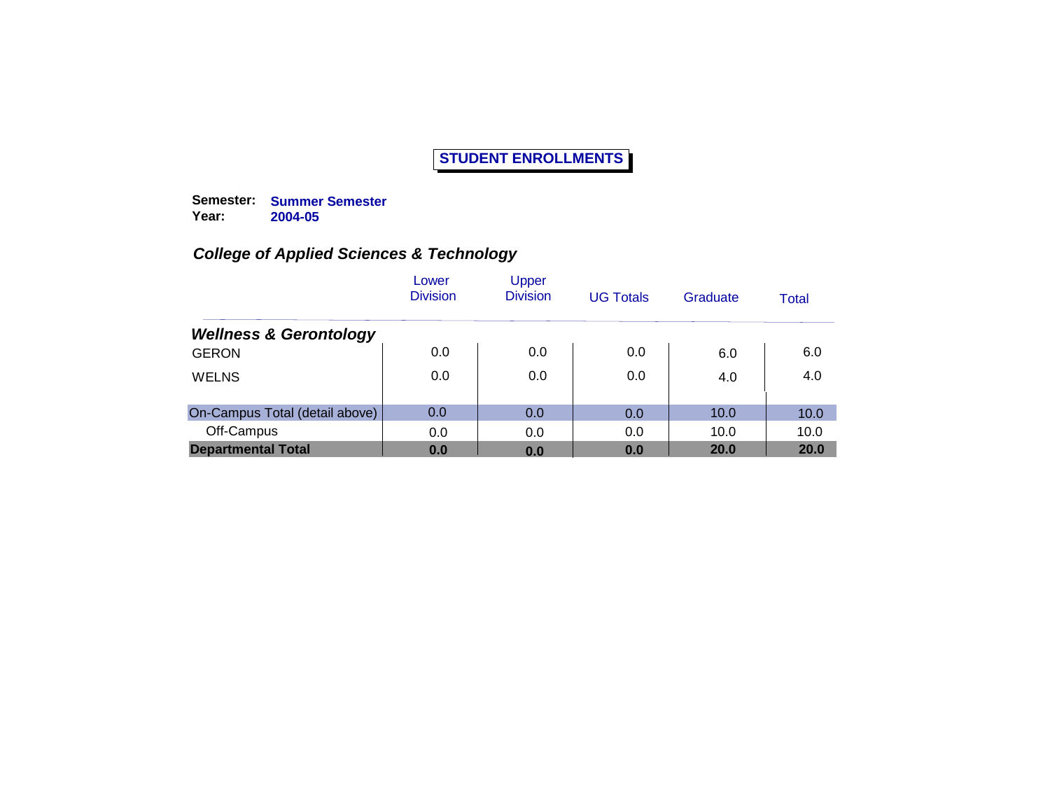**STUDENT ENROLLMENTS**

**Semester:** **Summer Semester**
**Year:** **2004-05**

### *College of Applied Sciences & Technology*

| | Lower Division | Upper Division | UG Totals | Graduate | Total |
|---|---|---|---|---|---|
| ***Wellness & Gerontology*** | | | | | |
| GERON | 0.0 | 0.0 | 0.0 | 6.0 | 6.0 |
| WELNS | 0.0 | 0.0 | 0.0 | 4.0 | 4.0 |
| On-Campus Total (detail above) | 0.0 | 0.0 | 0.0 | 10.0 | 10.0 |
| Off-Campus | 0.0 | 0.0 | 0.0 | 10.0 | 10.0 |
| **Departmental Total** | **0.0** | **0.0** | **0.0** | **20.0** | **20.0** |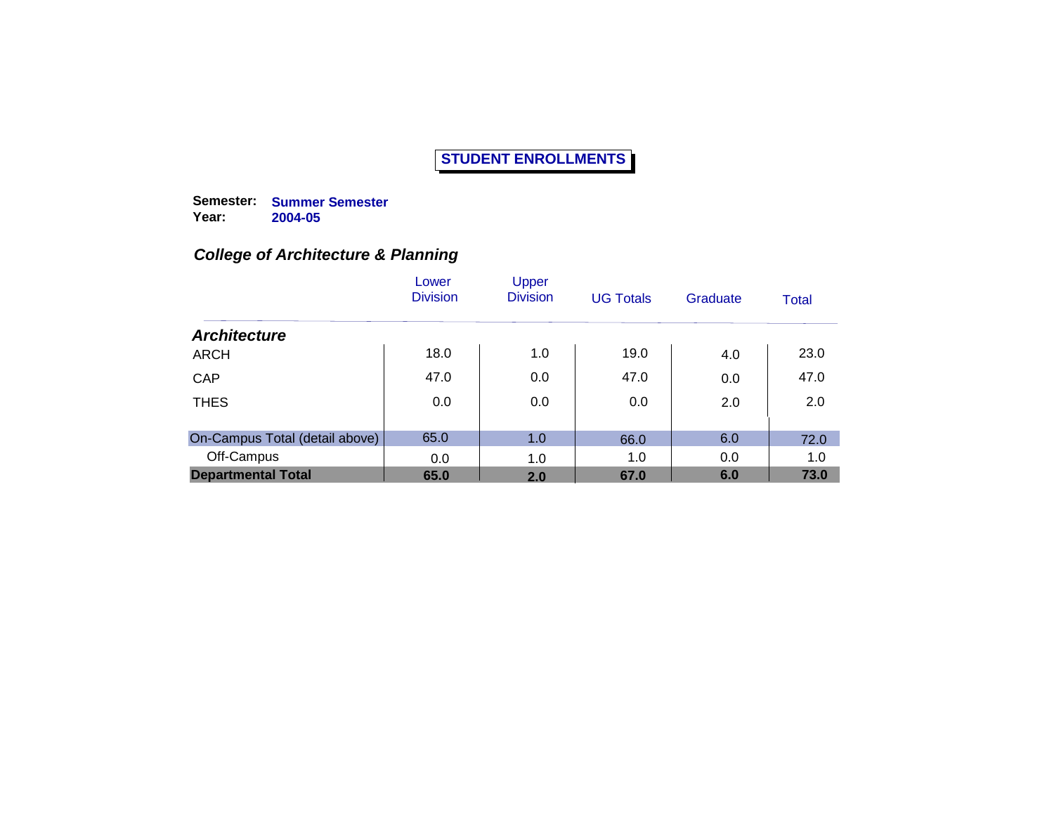# STUDENT ENNROLLMENTS

**Semester:** **Summer Semester**
**Year:** **2004-05**

### *College of Architecture & Planning*

| | Lower Division | Upper Division | UG Totals | Graduate | Total |
|---|---|---|---|---|---|
| ***Architecture*** | | | | | |
| ARCH | 18.0 | 1.0 | 19.0 | 4.0 | 23.0 |
| CAP | 47.0 | 0.0 | 47.0 | 0.0 | 47.0 |
| THES | 0.0 | 0.0 | 0.0 | 2.0 | 2.0 |
| On-Campus Total (detail above) | 65.0 | 1.0 | 66.0 | 6.0 | 72.0 |
| Off-Campus | 0.0 | 1.0 | 1.0 | 0.0 | 1.0 |
| **Departmental Total** | **65.0** | **2.0** | **67.0** | **6.0** | **73.0** |

# STUDENT ENROLLMENTS

**Semester:** **Summer Semester**
**Year:** **2004-05**

### *College of Architecture & Planning*

| | Lower Division | Upper Division | UG Totals | Graduate | Total |
|---|---|---|---|---|---|
| ***Architecture*** | | | | | |
| ARCH | 18.0 | 1.0 | 19.0 | 4.0 | 23.0 |
| CAP | 47.0 | 0.0 | 47.0 | 0.0 | 47.0 |
| THES | 0.0 | 0.0 | 0.0 | 2.0 | 2.0 |
| On-Campus Total (detail above) | 65.0 | 1.0 | 66.0 | 6.0 | 72.0 |
| Off-Campus | 0.0 | 1.0 | 1.0 | 0.0 | 1.0 |
| **Departmental Total** | **65.0** | **2.0** | **67.0** | **6.0** | **73.0** |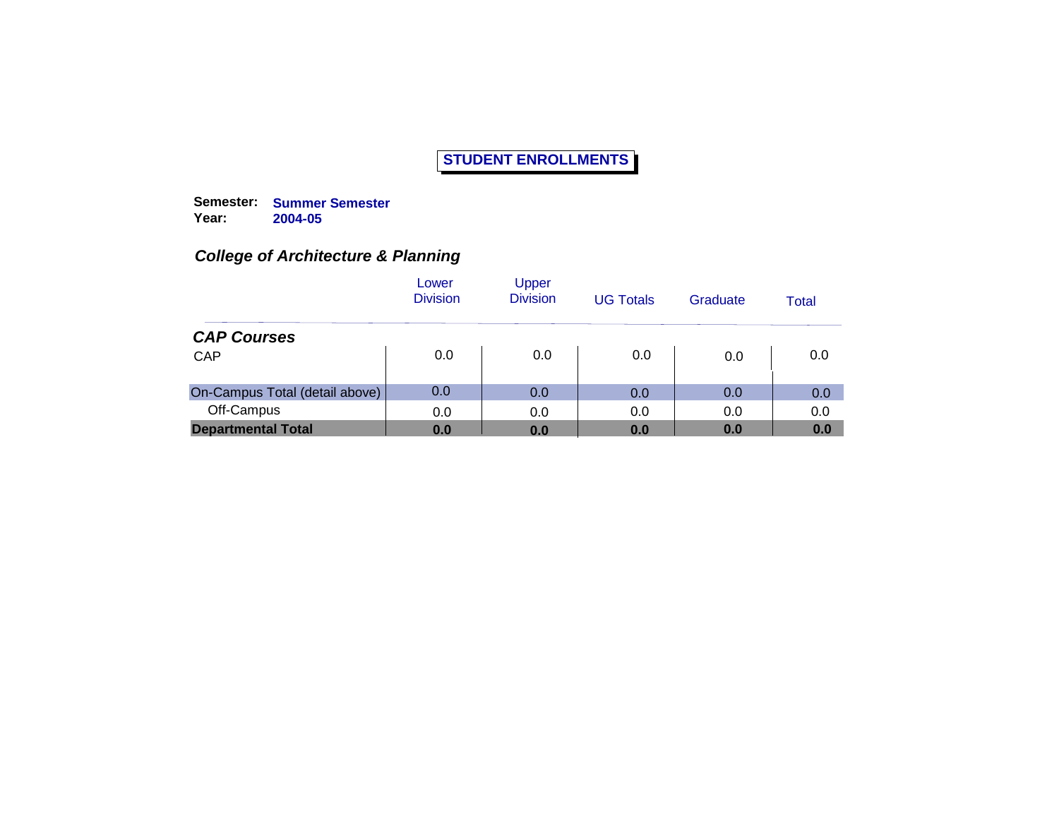# STUDENT ENROLLMENTS

**Semester:** **Summer Semester**
**Year:** **2004-05**

## *College of Architecture & Planning*

| | Lower Division | Upper Division | UG Totals | Graduate | Total |
|---|---|---|---|---|---|
| ***CAP Courses*** | | | | | |
| CAP | 0.0 | 0.0 | 0.0 | 0.0 | 0.0 |
| On-Campus Total (detail above) | 0.0 | 0.0 | 0.0 | 0.0 | 0.0 |
| Off-Campus | 0.0 | 0.0 | 0.0 | 0.0 | 0.0 |
| **Departmental Total** | **0.0** | **0.0** | **0.0** | **0.0** | **0.0** |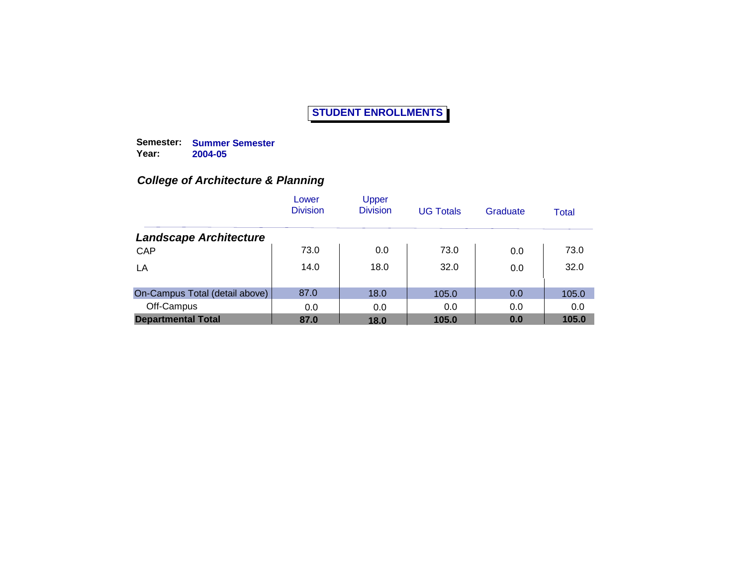# STUDENT ENROLLMENTS

**Semester:** **Summer Semester**
**Year:** **2004-05**

## *College of Architecture & Planning*

| | Lower Division | Upper Division | UG Totals | Graduate | Total |
|---|---|---|---|---|---|
| ***Landscape Architecture*** | | | | | |
| CAP | 73.0 | 0.0 | 73.0 | 0.0 | 73.0 |
| LA | 14.0 | 18.0 | 32.0 | 0.0 | 32.0 |
| On-Campus Total (detail above) | 87.0 | 18.0 | 105.0 | 0.0 | 105.0 |
| Off-Campus | 0.0 | 0.0 | 0.0 | 0.0 | 0.0 |
| **Departmental Total** | **87.0** | **18.0** | **105.0** | **0.0** | **105.0** |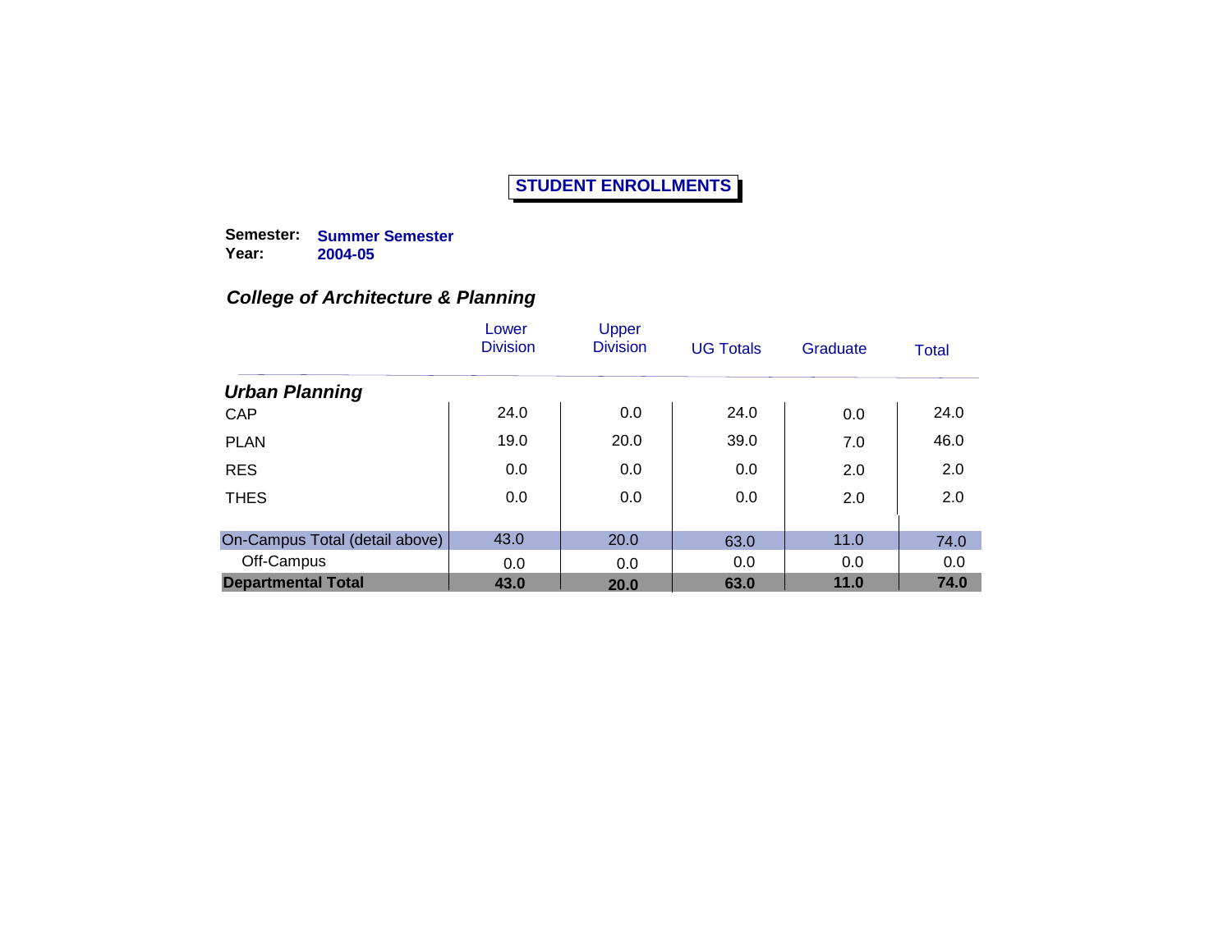# STUDENT ENROLLMENTS

**Semester:** **Summer Semester**
**Year:** **2004-05**

## *College of Architecture & Planning*

| | Lower Division | Upper Division | UG Totals | Graduate | Total |
|---|---|---|---|---|---|
| ***Urban Planning*** | | | | | |
| CAP | 24.0 | 0.0 | 24.0 | 0.0 | 24.0 |
| PLAN | 19.0 | 20.0 | 39.0 | 7.0 | 46.0 |
| RES | 0.0 | 0.0 | 0.0 | 2.0 | 2.0 |
| THES | 0.0 | 0.0 | 0.0 | 2.0 | 2.0 |
| On-Campus Total (detail above) | 43.0 | 20.0 | 63.0 | 11.0 | 74.0 |
| Off-Campus | 0.0 | 0.0 | 0.0 | 0.0 | 0.0 |
| **Departmental Total** | **43.0** | **20.0** | **63.0** | **11.0** | **74.0** |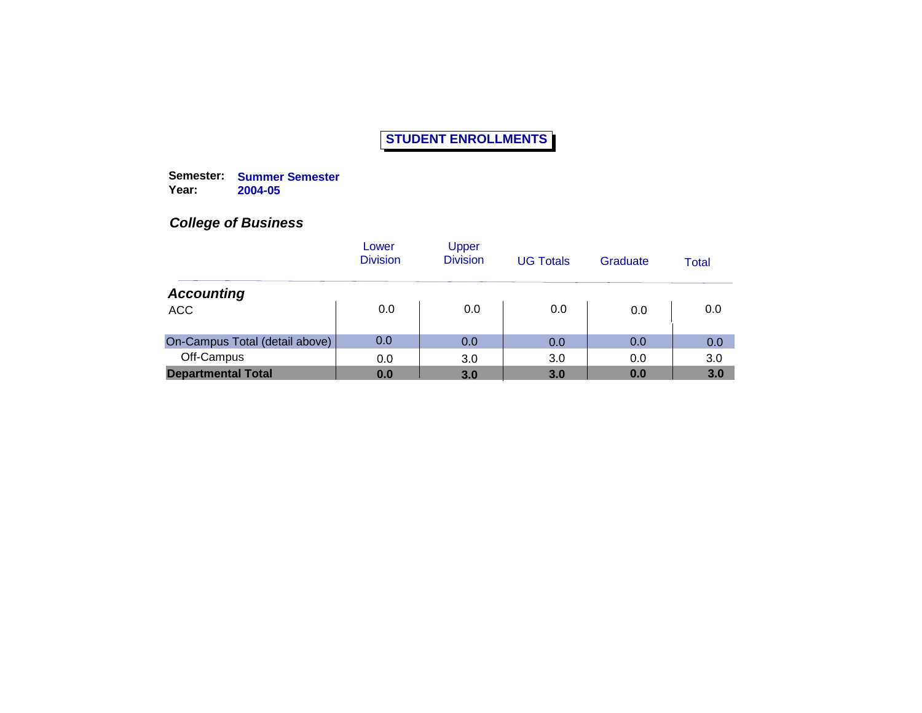# STUDENT ENROLLMENTS

**Semester:** **Summer Semester**
**Year:** **2004-05**

## *College of Business*

| | Lower Division | Upper Division | UG Totals | Graduate | Total |
|---|---|---|---|---|---|
| ***Accounting*** | | | | | |
| ACC | 0.0 | 0.0 | 0.0 | 0.0 | 0.0 |
| On-Campus Total (detail above) | 0.0 | 0.0 | 0.0 | 0.0 | 0.0 |
| Off-Campus | 0.0 | 3.0 | 3.0 | 0.0 | 3.0 |
| **Departmental Total** | **0.0** | **3.0** | **3.0** | **0.0** | **3.0** |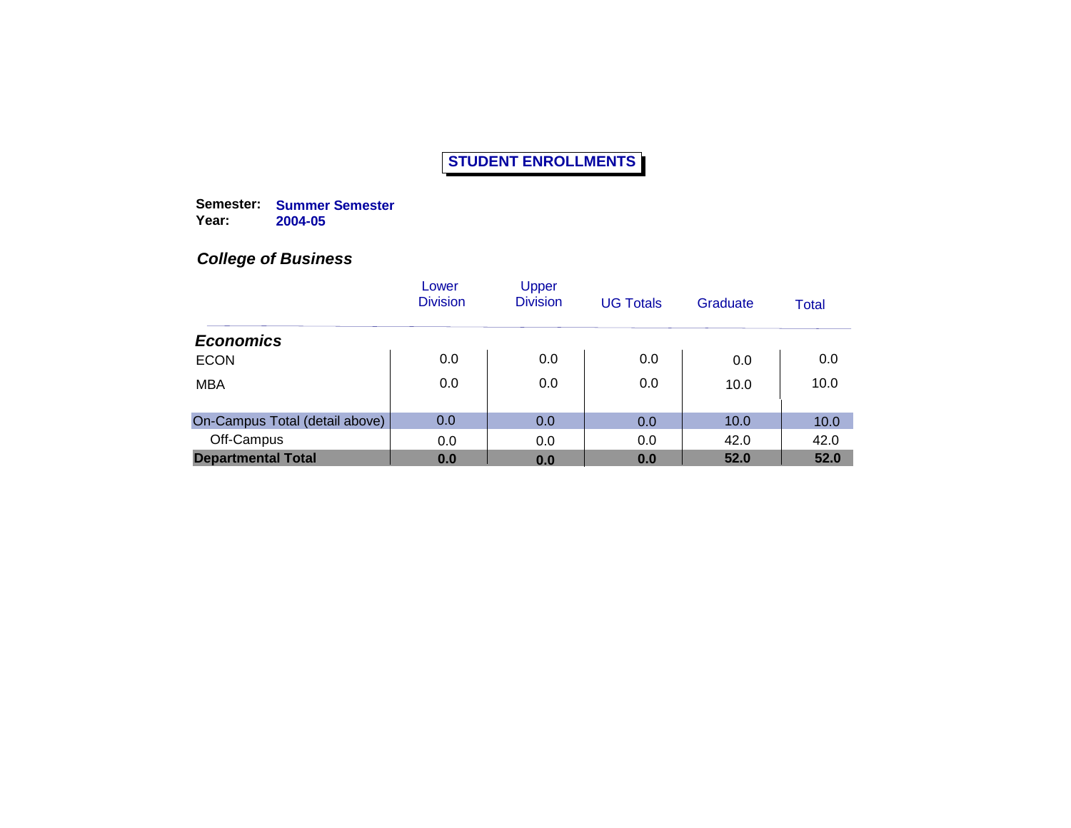# STUDENT ENROLLMENTS

**Semester:** **Summer Semester**
**Year:** **2004-05**

## *College of Business*

| | Lower Division | Upper Division | UG Totals | Graduate | Total |
|---|---|---|---|---|---|
| ***Economics*** | | | | | |
| ECON | 0.0 | 0.0 | 0.0 | 0.0 | 0.0 |
| MBA | 0.0 | 0.0 | 0.0 | 10.0 | 10.0 |
| On-Campus Total (detail above) | 0.0 | 0.0 | 0.0 | 10.0 | 10.0 |
| Off-Campus | 0.0 | 0.0 | 0.0 | 42.0 | 42.0 |
| **Departmental Total** | **0.0** | **0.0** | **0.0** | **52.0** | **52.0** |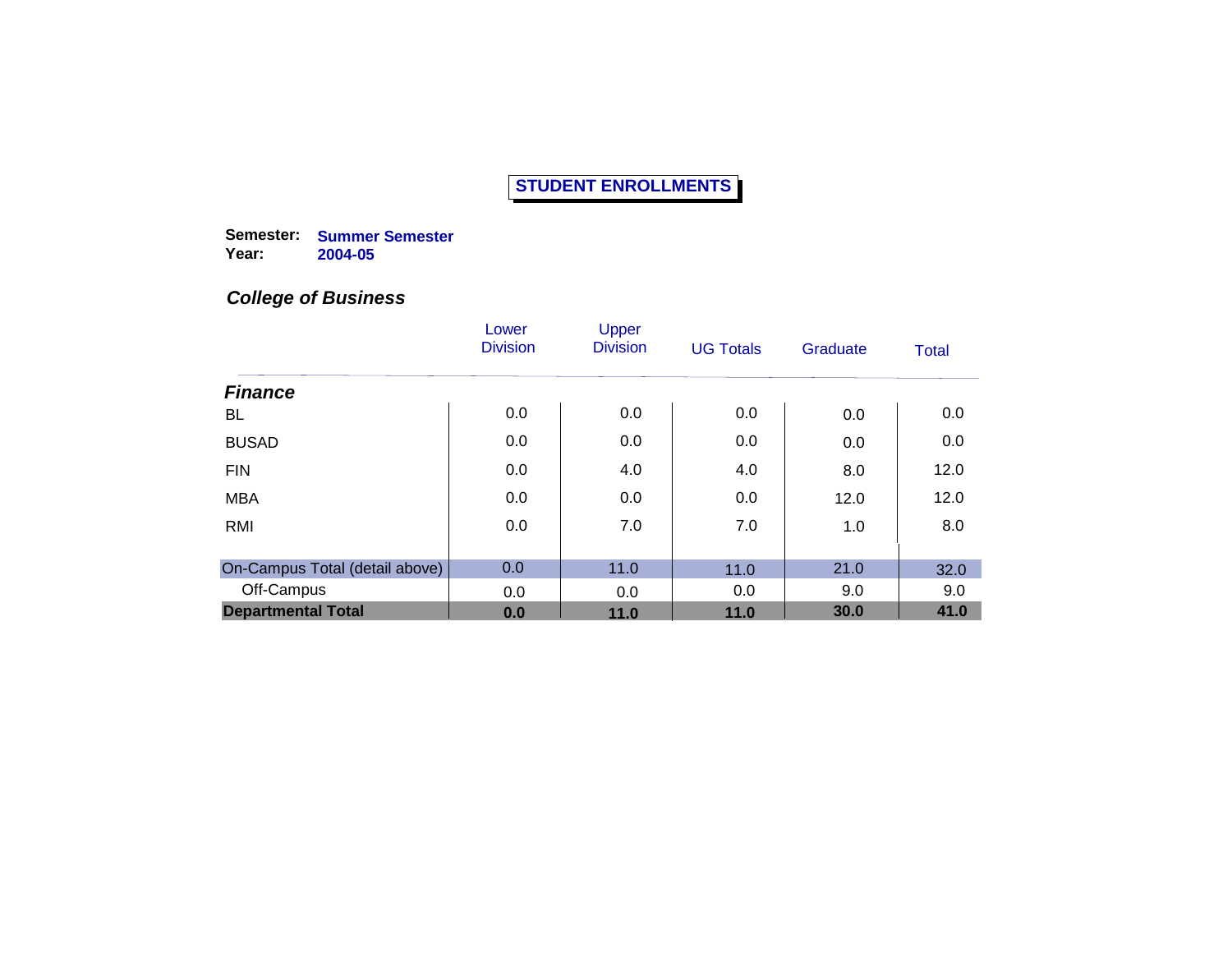# STUDENT ENROLLMENTS

**Semester:** **Summer Semester**
**Year:** **2004-05**

## *College of Business*

| | Lower Division | Upper Division | UG Totals | Graduate | Total |
|---|---|---|---|---|---|
| ***Finance*** | | | | | |
| BL | 0.0 | 0.0 | 0.0 | 0.0 | 0.0 |
| BUSAD | 0.0 | 0.0 | 0.0 | 0.0 | 0.0 |
| FIN | 0.0 | 4.0 | 4.0 | 8.0 | 12.0 |
| MBA | 0.0 | 0.0 | 0.0 | 12.0 | 12.0 |
| RMI | 0.0 | 7.0 | 7.0 | 1.0 | 8.0 |
| On-Campus Total (detail above) | 0.0 | 11.0 | 11.0 | 21.0 | 32.0 |
| Off-Campus | 0.0 | 0.0 | 0.0 | 9.0 | 9.0 |
| **Departmental Total** | **0.0** | **11.0** | **11.0** | **30.0** | **41.0** |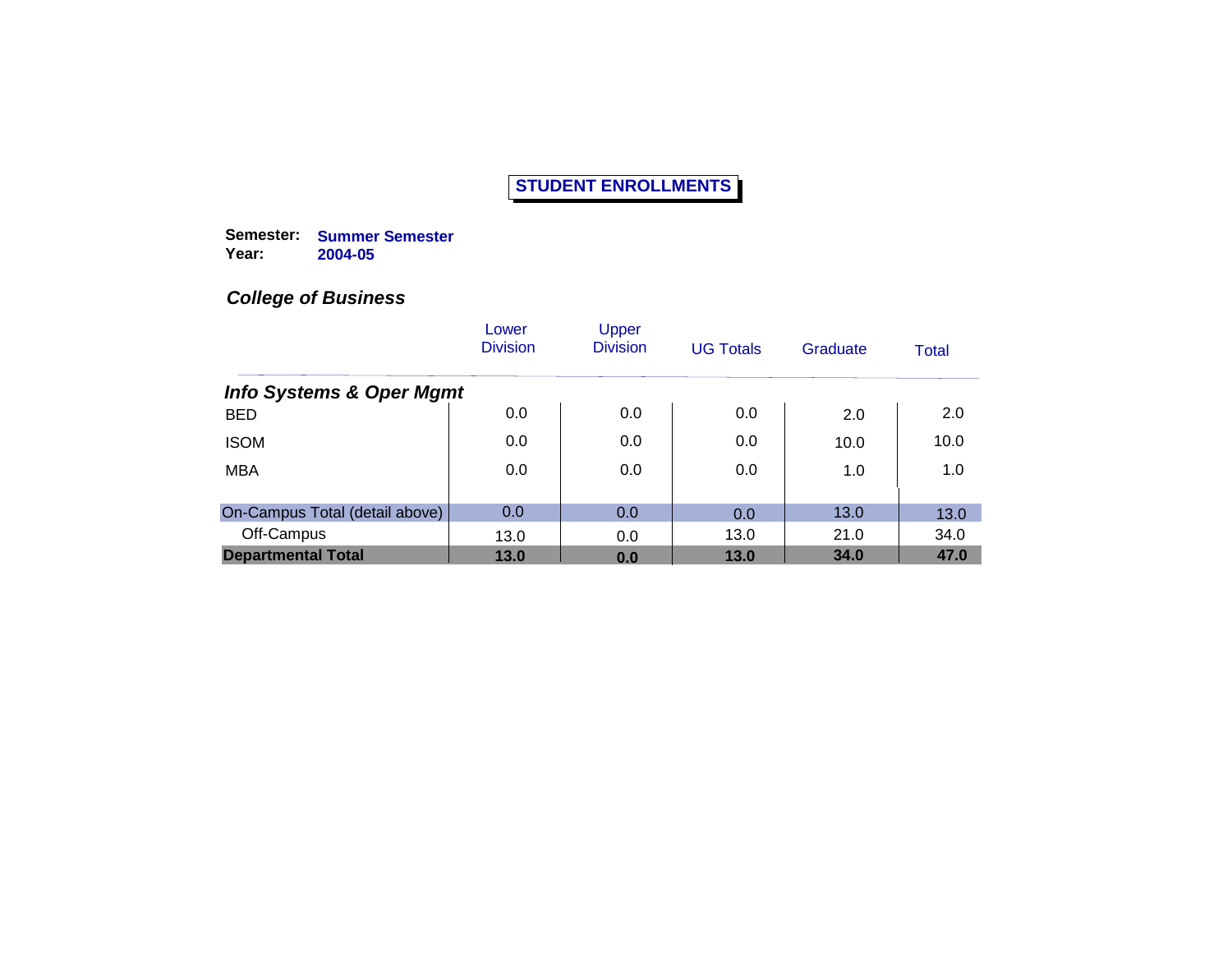# STUDENT ENROLLMENTS

**Semester:** **Summer Semester**
**Year:** **2004-05**

## *College of Business*

| | Lower Division | Upper Division | UG Totals | Graduate | Total |
|---|---|---|---|---|---|
| ***Info Systems & Oper Mgmt*** | | | | | |
| BED | 0.0 | 0.0 | 0.0 | 2.0 | 2.0 |
| ISOM | 0.0 | 0.0 | 0.0 | 10.0 | 10.0 |
| MBA | 0.0 | 0.0 | 0.0 | 1.0 | 1.0 |
| On-Campus Total (detail above) | 0.0 | 0.0 | 0.0 | 13.0 | 13.0 |
| Off-Campus | 13.0 | 0.0 | 13.0 | 21.0 | 34.0 |
| **Departmental Total** | **13.0** | **0.0** | **13.0** | **34.0** | **47.0** |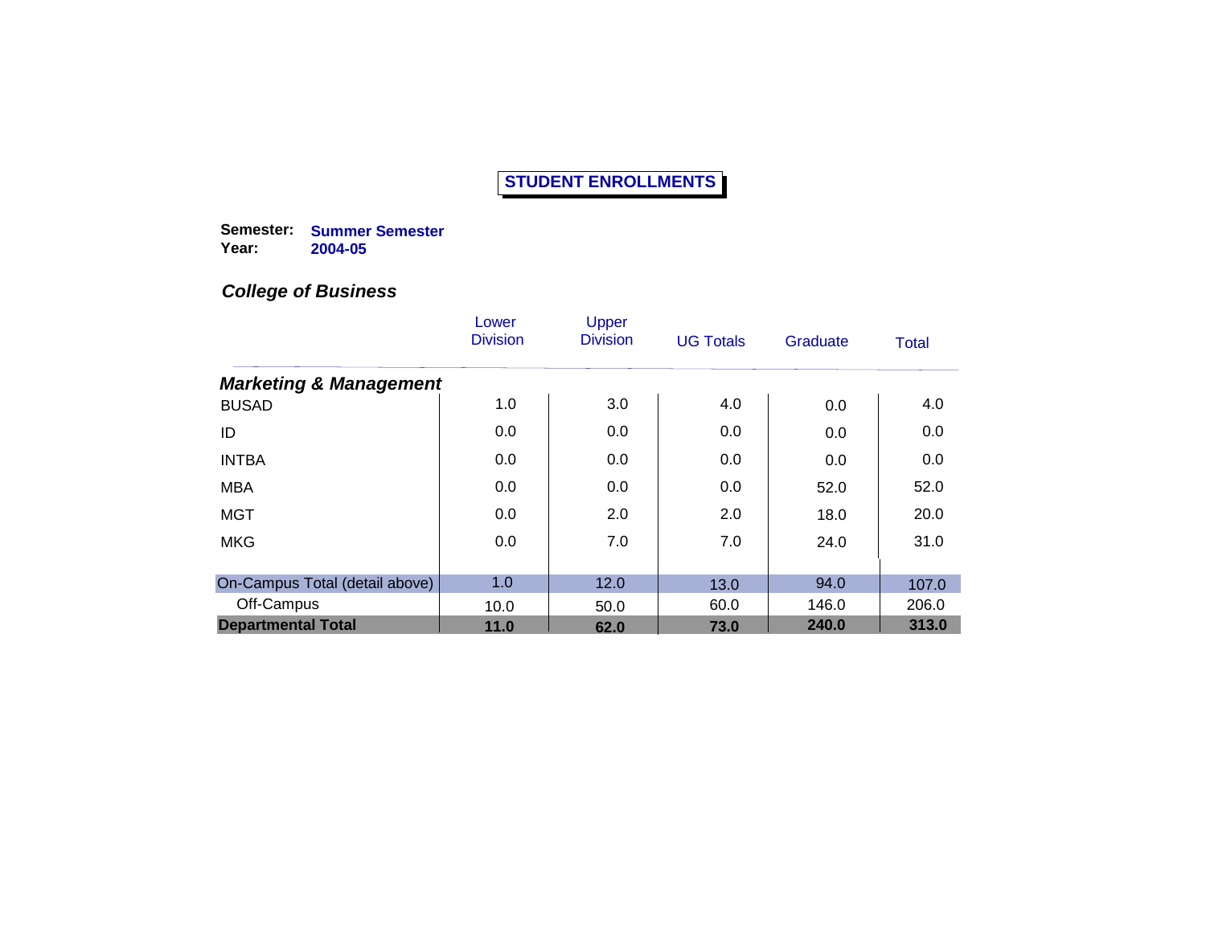# STUDENT ENROLLMENTS

**Semester:** **Summer Semester**
**Year:** **2004-05**

## *College of Business*

| | Lower Division | Upper Division | UG Totals | Graduate | Total |
|---|---|---|---|---|---|
| ***Marketing & Management*** | | | | | |
| BUSAD | 1.0 | 3.0 | 4.0 | 0.0 | 4.0 |
| ID | 0.0 | 0.0 | 0.0 | 0.0 | 0.0 |
| INTBA | 0.0 | 0.0 | 0.0 | 0.0 | 0.0 |
| MBA | 0.0 | 0.0 | 0.0 | 52.0 | 52.0 |
| MGT | 0.0 | 2.0 | 2.0 | 18.0 | 20.0 |
| MKG | 0.0 | 7.0 | 7.0 | 24.0 | 31.0 |
| On-Campus Total (detail above) | 1.0 | 12.0 | 13.0 | 94.0 | 107.0 |
| Off-Campus | 10.0 | 50.0 | 60.0 | 146.0 | 206.0 |
| **Departmental Total** | **11.0** | **62.0** | **73.0** | **240.0** | **313.0** |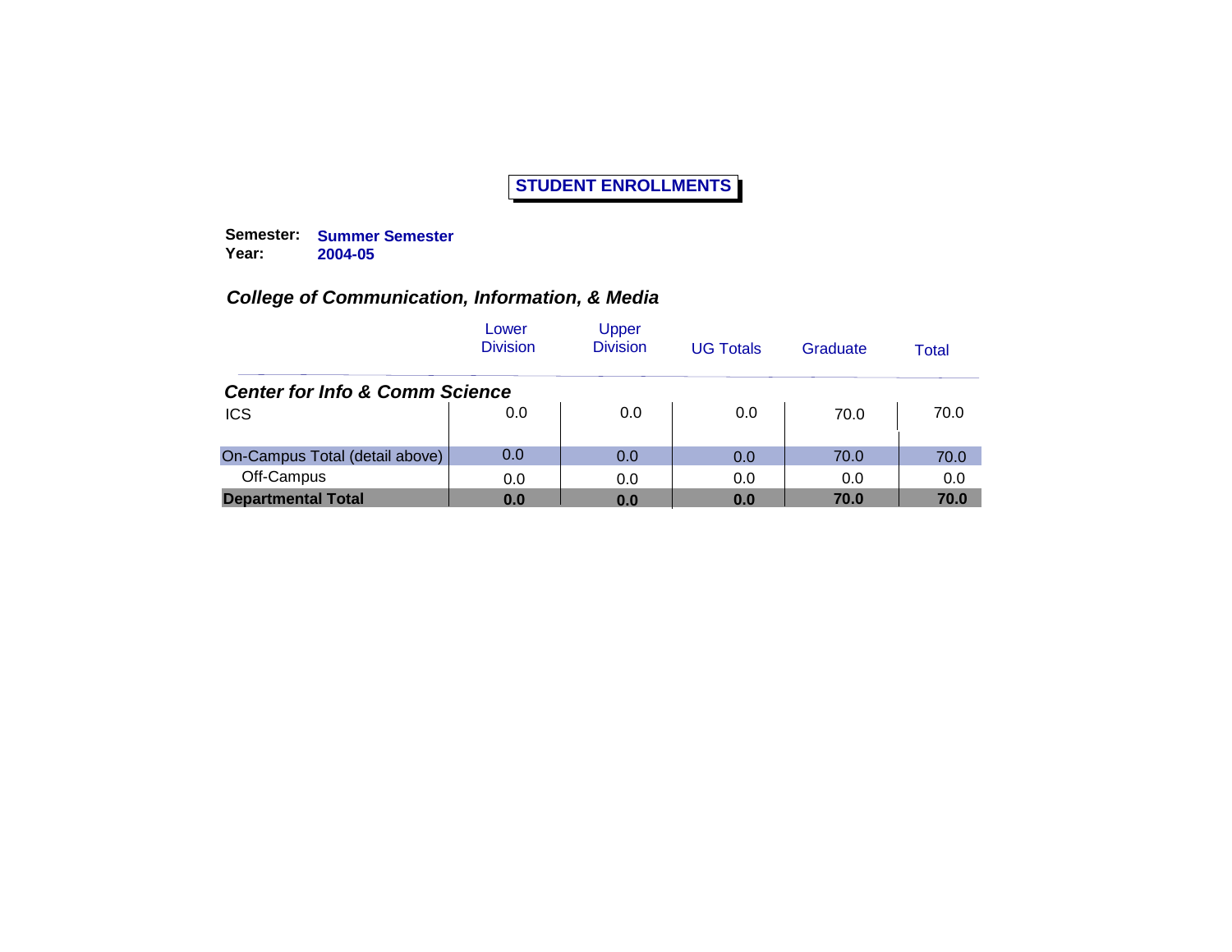# STUDENT ENROLLMENTS

**Semester:** **Summer Semester**
**Year:** **2004-05**

## *College of Communication, Information, & Media*

| | Lower Division | Upper Division | UG Totals | Graduate | Total |
|---|---|---|---|---|---|
| ***Center for Info & Comm Science*** | | | | | |
| ICS | 0.0 | 0.0 | 0.0 | 70.0 | 70.0 |
| On-Campus Total (detail above) | 0.0 | 0.0 | 0.0 | 70.0 | 70.0 |
| Off-Campus | 0.0 | 0.0 | 0.0 | 0.0 | 0.0 |
| **Departmental Total** | **0.0** | **0.0** | **0.0** | **70.0** | **70.0** |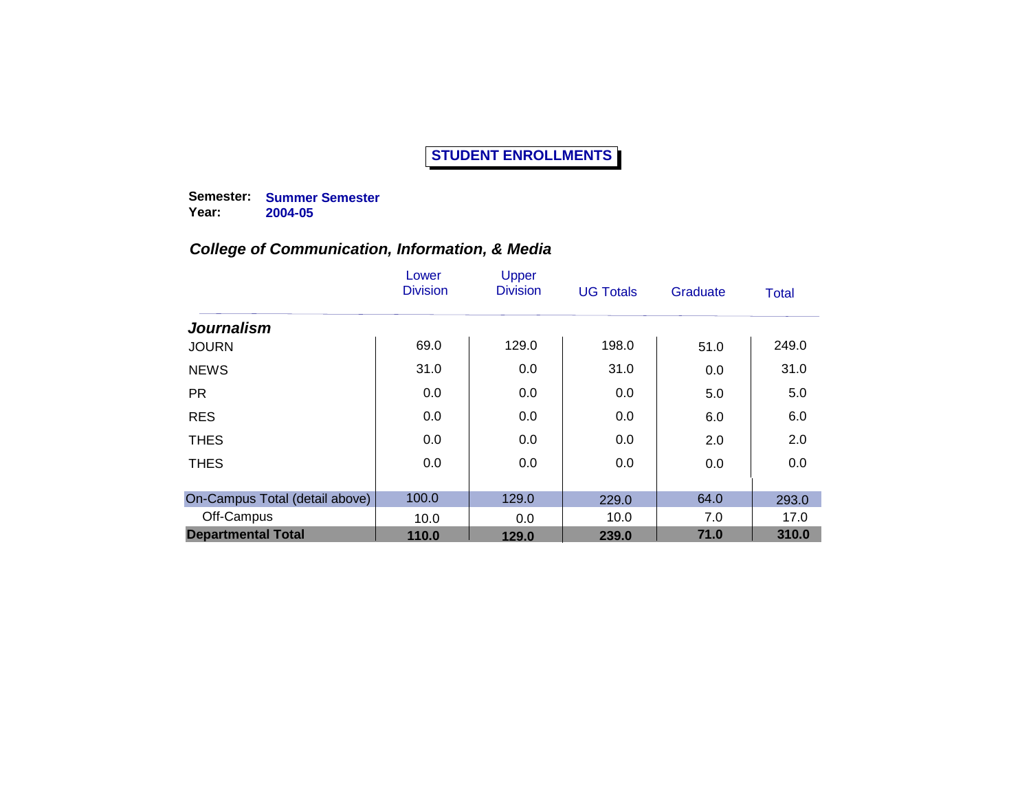# STUDENT ENROLLMENTS

**Semester:** **Summer Semester**
**Year:** **2004-05**

## *College of Communication, Information, & Media*

| | Lower Division | Upper Division | UG Totals | Graduate | Total |
|---|---|---|---|---|---|
| ***Journalism*** | | | | | |
| JOURN | 69.0 | 129.0 | 198.0 | 51.0 | 249.0 |
| NEWS | 31.0 | 0.0 | 31.0 | 0.0 | 31.0 |
| PR | 0.0 | 0.0 | 0.0 | 5.0 | 5.0 |
| RES | 0.0 | 0.0 | 0.0 | 6.0 | 6.0 |
| THES | 0.0 | 0.0 | 0.0 | 2.0 | 2.0 |
| THES | 0.0 | 0.0 | 0.0 | 0.0 | 0.0 |
| On-Campus Total (detail above) | 100.0 | 129.0 | 229.0 | 64.0 | 293.0 |
| Off-Campus | 10.0 | 0.0 | 10.0 | 7.0 | 17.0 |
| **Departmental Total** | **110.0** | **129.0** | **239.0** | **71.0** | **310.0** |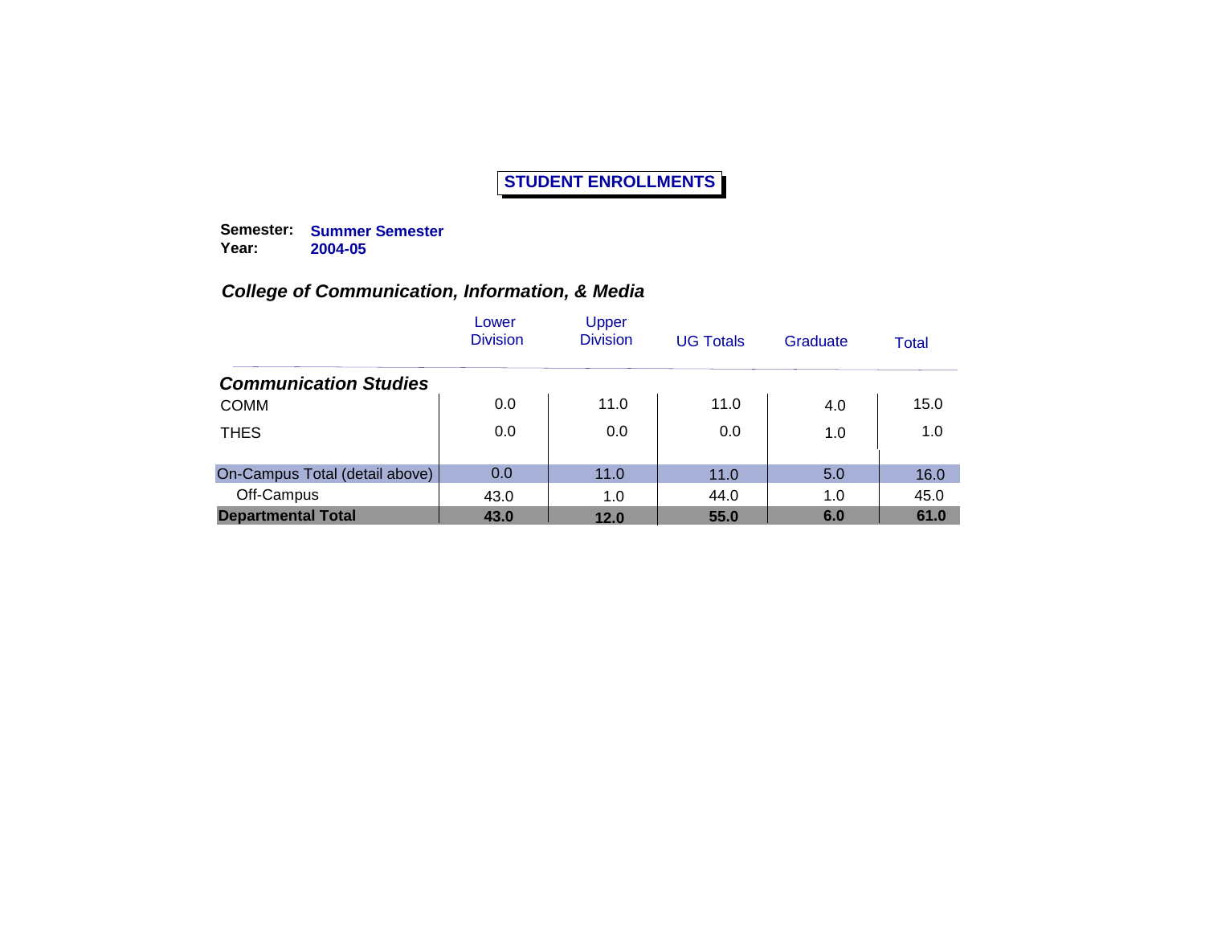# STUDENT ENROLLMENTS

**Semester:** **Summer Semester**
**Year:** **2004-05**

## *College of Communication, Information, & Media*

| | Lower Division | Upper Division | UG Totals | Graduate | Total |
|---|---|---|---|---|---|
| ***Communication Studies*** | | | | | |
| COMM | 0.0 | 11.0 | 11.0 | 4.0 | 15.0 |
| THES | 0.0 | 0.0 | 0.0 | 1.0 | 1.0 |
| On-Campus Total (detail above) | 0.0 | 11.0 | 11.0 | 5.0 | 16.0 |
| Off-Campus | 43.0 | 1.0 | 44.0 | 1.0 | 45.0 |
| **Departmental Total** | **43.0** | **12.0** | **55.0** | **6.0** | **61.0** |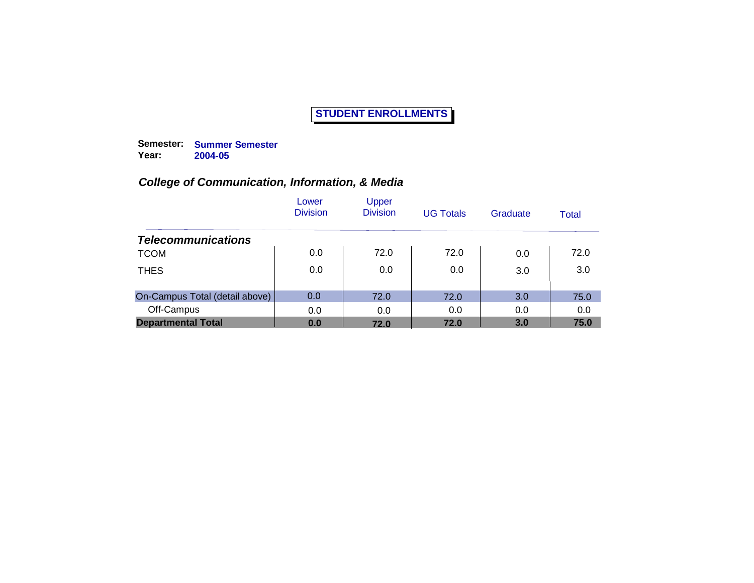# STUDENT ENROLLMENTS

**Semester:** **Summer Semester**
**Year:** **2004-05**

## *College of Communication, Information, & Media*

| | Lower Division | Upper Division | UG Totals | Graduate | Total |
|---|---|---|---|---|---|
| ***Telecommunications*** | | | | | |
| TCOM | 0.0 | 72.0 | 72.0 | 0.0 | 72.0 |
| THES | 0.0 | 0.0 | 0.0 | 3.0 | 3.0 |
| On-Campus Total (detail above) | 0.0 | 72.0 | 72.0 | 3.0 | 75.0 |
| Off-Campus | 0.0 | 0.0 | 0.0 | 0.0 | 0.0 |
| **Departmental Total** | **0.0** | **72.0** | **72.0** | **3.0** | **75.0** |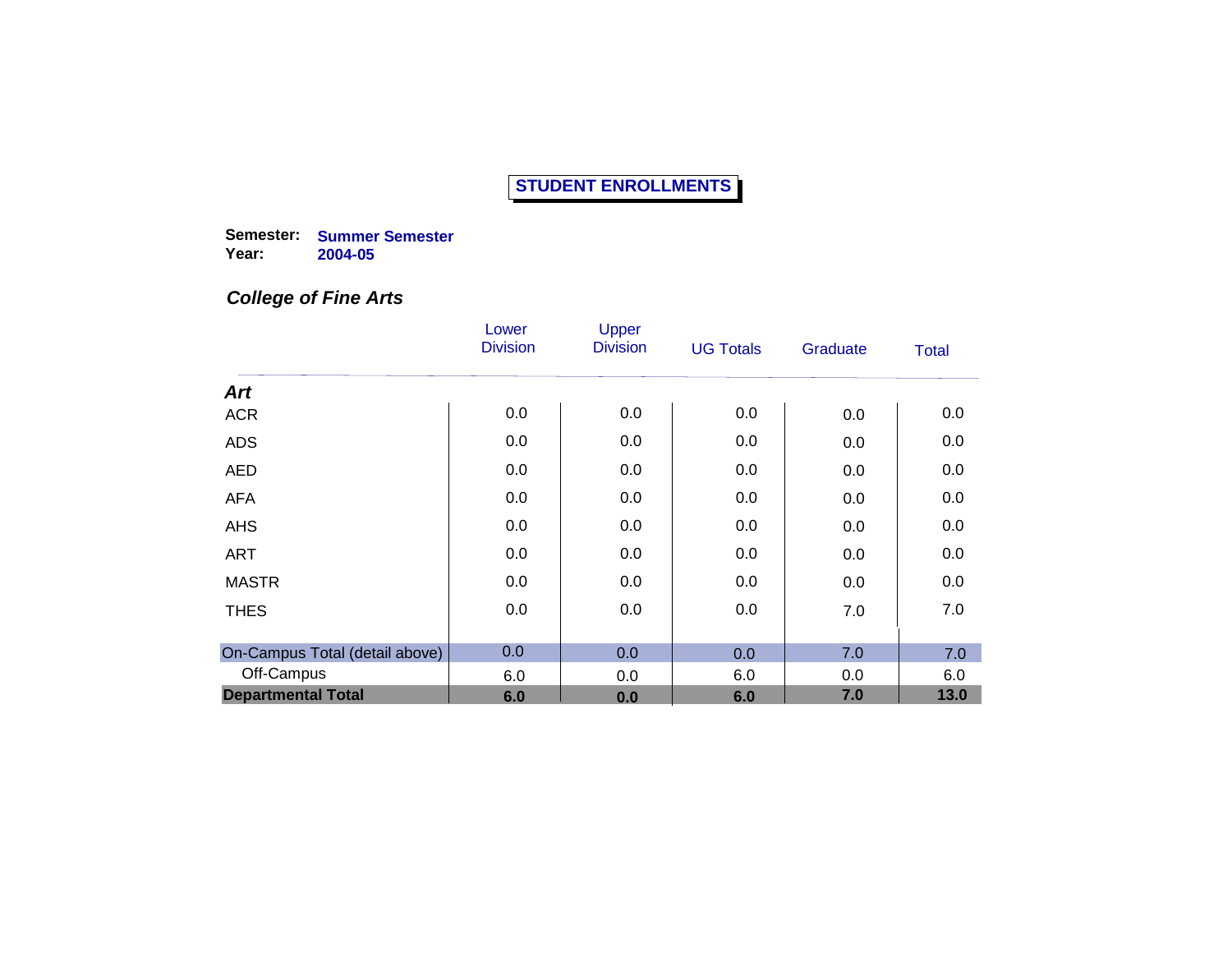# STUDENT ENROLLMENTS

**Semester:** **Summer Semester**
**Year:** **2004-05**

## *College of Fine Arts*

| | Lower Division | Upper Division | UG Totals | Graduate | Total |
|---|---|---|---|---|---|
| ***Art*** | | | | | |
| ACR | 0.0 | 0.0 | 0.0 | 0.0 | 0.0 |
| ADS | 0.0 | 0.0 | 0.0 | 0.0 | 0.0 |
| AED | 0.0 | 0.0 | 0.0 | 0.0 | 0.0 |
| AFA | 0.0 | 0.0 | 0.0 | 0.0 | 0.0 |
| AHS | 0.0 | 0.0 | 0.0 | 0.0 | 0.0 |
| ART | 0.0 | 0.0 | 0.0 | 0.0 | 0.0 |
| MASTR | 0.0 | 0.0 | 0.0 | 0.0 | 0.0 |
| THES | 0.0 | 0.0 | 0.0 | 7.0 | 7.0 |
| On-Campus Total (detail above) | 0.0 | 0.0 | 0.0 | 7.0 | 7.0 |
| Off-Campus | 6.0 | 0.0 | 6.0 | 0.0 | 6.0 |
| **Departmental Total** | **6.0** | **0.0** | **6.0** | **7.0** | **13.0** |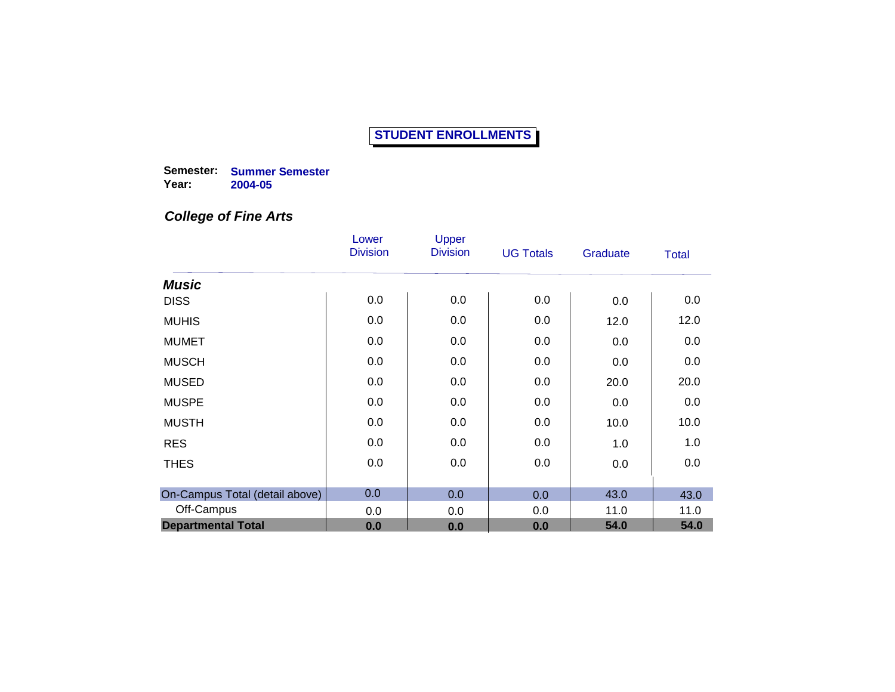# STUDENT ENROLLMENTS

**Semester:** **Summer Semester**
**Year:** **2004-05**

## *College of Fine Arts*

| | Lower Division | Upper Division | UG Totals | Graduate | Total |
|---|---|---|---|---|---|
| ***Music*** | | | | | |
| DISS | 0.0 | 0.0 | 0.0 | 0.0 | 0.0 |
| MUHIS | 0.0 | 0.0 | 0.0 | 12.0 | 12.0 |
| MUMET | 0.0 | 0.0 | 0.0 | 0.0 | 0.0 |
| MUSCH | 0.0 | 0.0 | 0.0 | 0.0 | 0.0 |
| MUSED | 0.0 | 0.0 | 0.0 | 20.0 | 20.0 |
| MUSPE | 0.0 | 0.0 | 0.0 | 0.0 | 0.0 |
| MUSTH | 0.0 | 0.0 | 0.0 | 10.0 | 10.0 |
| RES | 0.0 | 0.0 | 0.0 | 1.0 | 1.0 |
| THES | 0.0 | 0.0 | 0.0 | 0.0 | 0.0 |
| On-Campus Total (detail above) | 0.0 | 0.0 | 0.0 | 43.0 | 43.0 |
| Off-Campus | 0.0 | 0.0 | 0.0 | 11.0 | 11.0 |
| **Departmental Total** | **0.0** | **0.0** | **0.0** | **54.0** | **54.0** |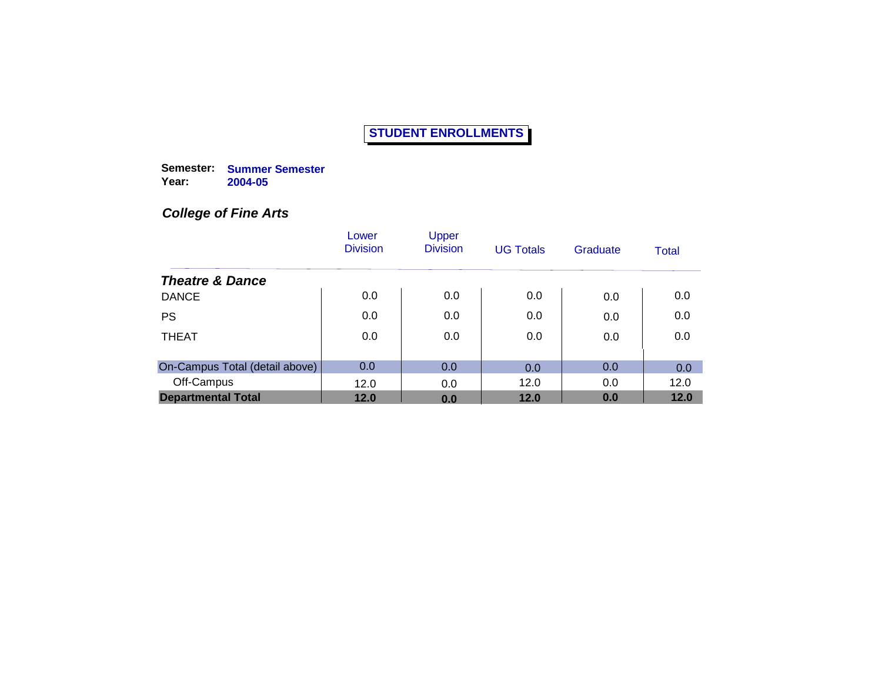# STUDENT ENROLLMENTS

**Semester:** **Summer Semester**
**Year:** **2004-05**

## *College of Fine Arts*

| | Lower Division | Upper Division | UG Totals | Graduate | Total |
|---|---|---|---|---|---|
| ***Theatre & Dance*** | | | | | |
| DANCE | 0.0 | 0.0 | 0.0 | 0.0 | 0.0 |
| PS | 0.0 | 0.0 | 0.0 | 0.0 | 0.0 |
| THEAT | 0.0 | 0.0 | 0.0 | 0.0 | 0.0 |
| On-Campus Total (detail above) | 0.0 | 0.0 | 0.0 | 0.0 | 0.0 |
| Off-Campus | 12.0 | 0.0 | 12.0 | 0.0 | 12.0 |
| **Departmental Total** | **12.0** | **0.0** | **12.0** | **0.0** | **12.0** |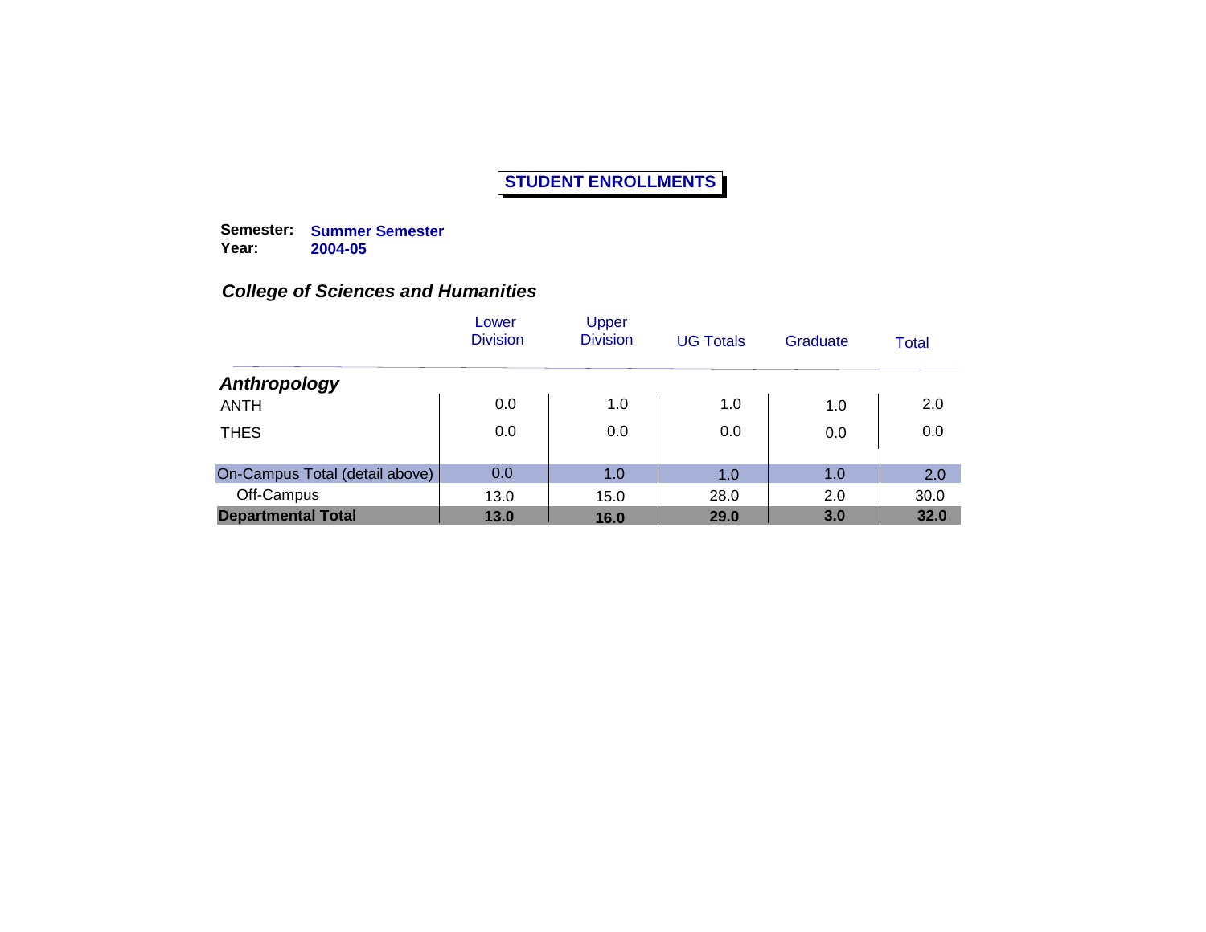# STUDENT ENROLLMENTS

**Semester:** **Summer Semester**
**Year:** **2004-05**

### *College of Sciences and Humanities*

| | Lower Division | Upper Division | UG Totals | Graduate | Total |
|---|---|---|---|---|---|
| ***Anthropology*** | | | | | |
| ANTH | 0.0 | 1.0 | 1.0 | 1.0 | 2.0 |
| THES | 0.0 | 0.0 | 0.0 | 0.0 | 0.0 |
| On-Campus Total (detail above) | 0.0 | 1.0 | 1.0 | 1.0 | 2.0 |
| Off-Campus | 13.0 | 15.0 | 28.0 | 2.0 | 30.0 |
| **Departmental Total** | **13.0** | **16.0** | **29.0** | **3.0** | **32.0** |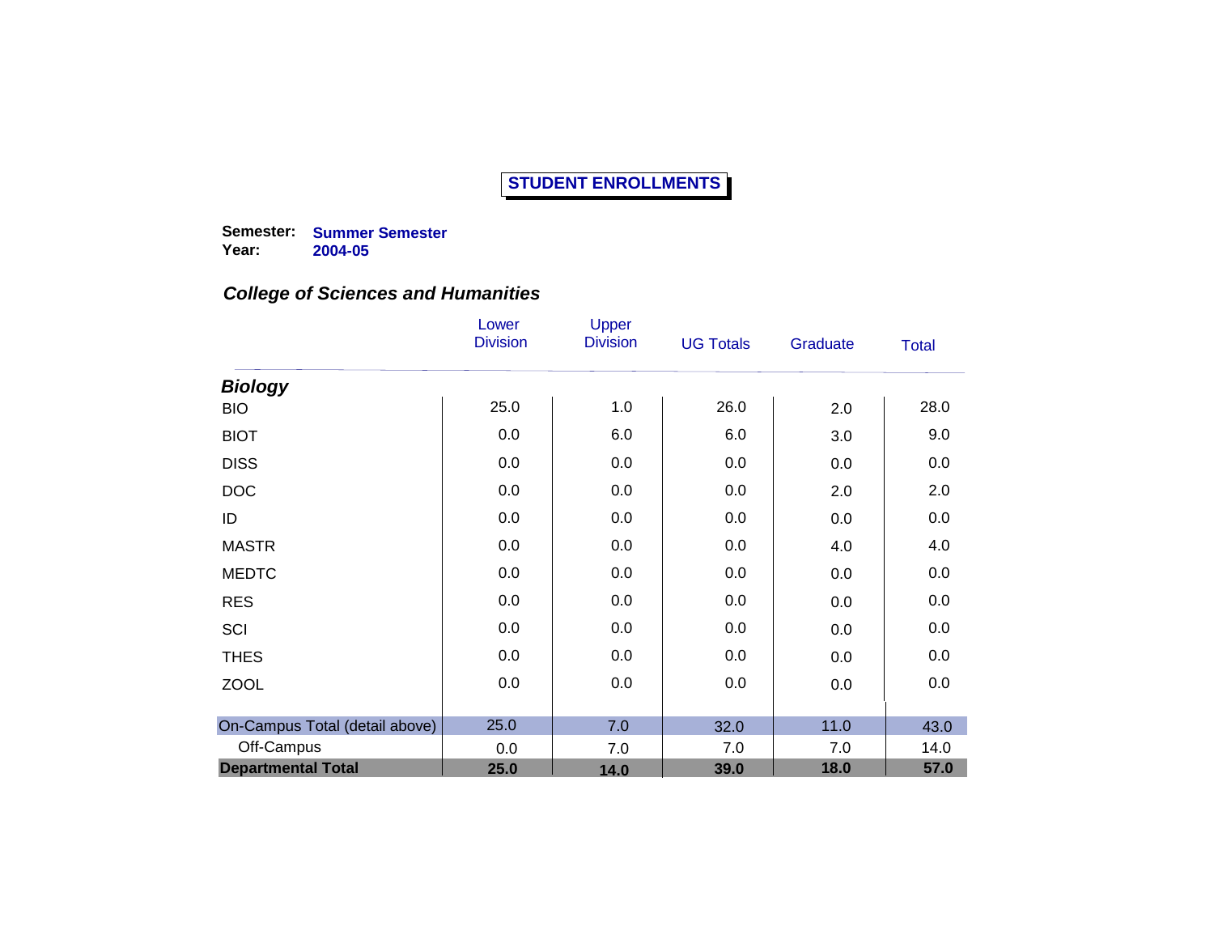# STUDENT ENROLLMENTS

**Semester:** **Summer Semester**
**Year:** **2004-05**

### *College of Sciences and Humanities*

| | Lower Division | Upper Division | UG Totals | Graduate | Total |
|---|---|---|---|---|---|
| ***Biology*** | | | | | |
| BIO | 25.0 | 1.0 | 26.0 | 2.0 | 28.0 |
| BIOT | 0.0 | 6.0 | 6.0 | 3.0 | 9.0 |
| DISS | 0.0 | 0.0 | 0.0 | 0.0 | 0.0 |
| DOC | 0.0 | 0.0 | 0.0 | 2.0 | 2.0 |
| ID | 0.0 | 0.0 | 0.0 | 0.0 | 0.0 |
| MASTR | 0.0 | 0.0 | 0.0 | 4.0 | 4.0 |
| MEDTC | 0.0 | 0.0 | 0.0 | 0.0 | 0.0 |
| RES | 0.0 | 0.0 | 0.0 | 0.0 | 0.0 |
| SCI | 0.0 | 0.0 | 0.0 | 0.0 | 0.0 |
| THES | 0.0 | 0.0 | 0.0 | 0.0 | 0.0 |
| ZOOL | 0.0 | 0.0 | 0.0 | 0.0 | 0.0 |
| On-Campus Total (detail above) | 25.0 | 7.0 | 32.0 | 11.0 | 43.0 |
| Off-Campus | 0.0 | 7.0 | 7.0 | 7.0 | 14.0 |
| **Departmental Total** | **25.0** | **14.0** | **39.0** | **18.0** | **57.0** |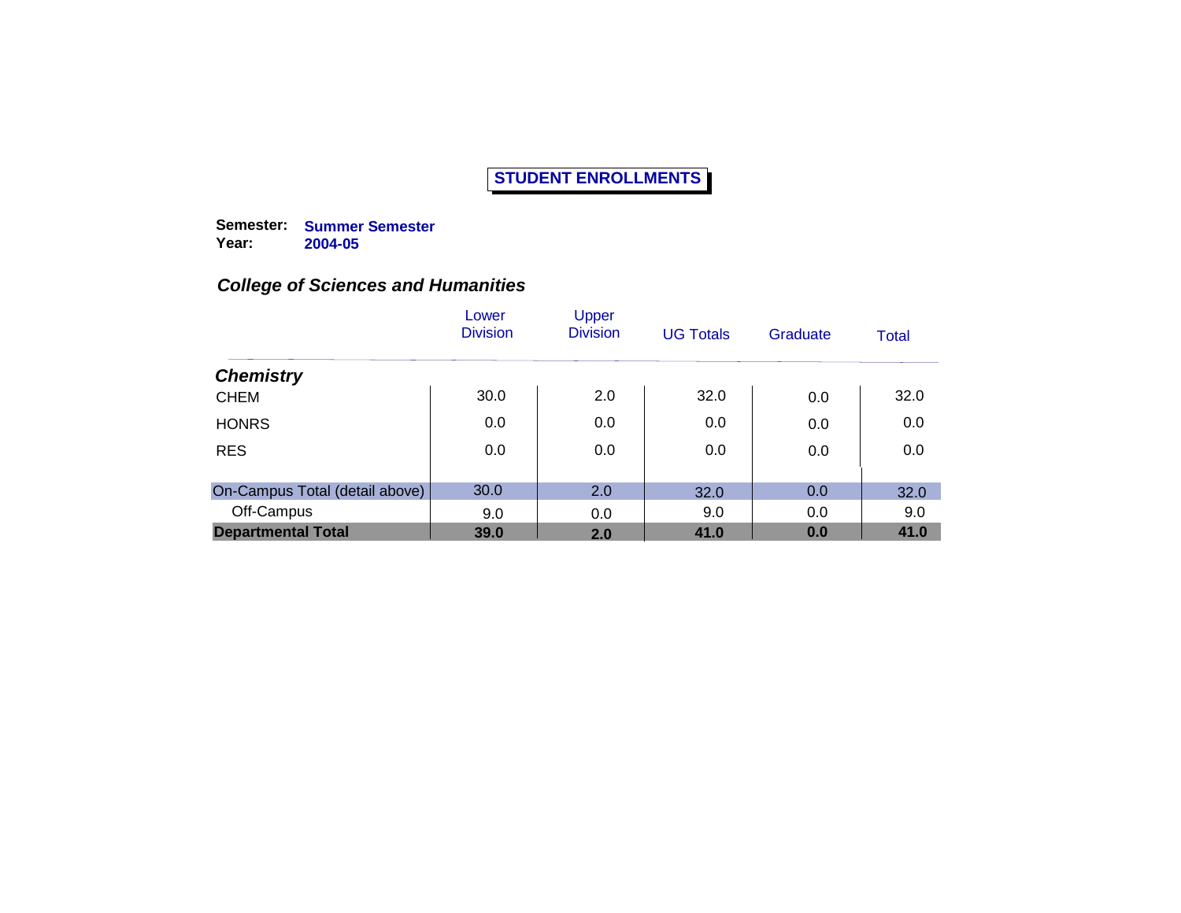# STUDENT ENROLLMENTS

**Semester:** **Summer Semester**
**Year:** **2004-05**

## *College of Sciences and Humanities*

| | Lower Division | Upper Division | UG Totals | Graduate | Total |
|---|---|---|---|---|---|
| ***Chemistry*** | | | | | |
| CHEM | 30.0 | 2.0 | 32.0 | 0.0 | 32.0 |
| HONRS | 0.0 | 0.0 | 0.0 | 0.0 | 0.0 |
| RES | 0.0 | 0.0 | 0.0 | 0.0 | 0.0 |
| On-Campus Total (detail above) | 30.0 | 2.0 | 32.0 | 0.0 | 32.0 |
| Off-Campus | 9.0 | 0.0 | 9.0 | 0.0 | 9.0 |
| **Departmental Total** | **39.0** | **2.0** | **41.0** | **0.0** | **41.0** |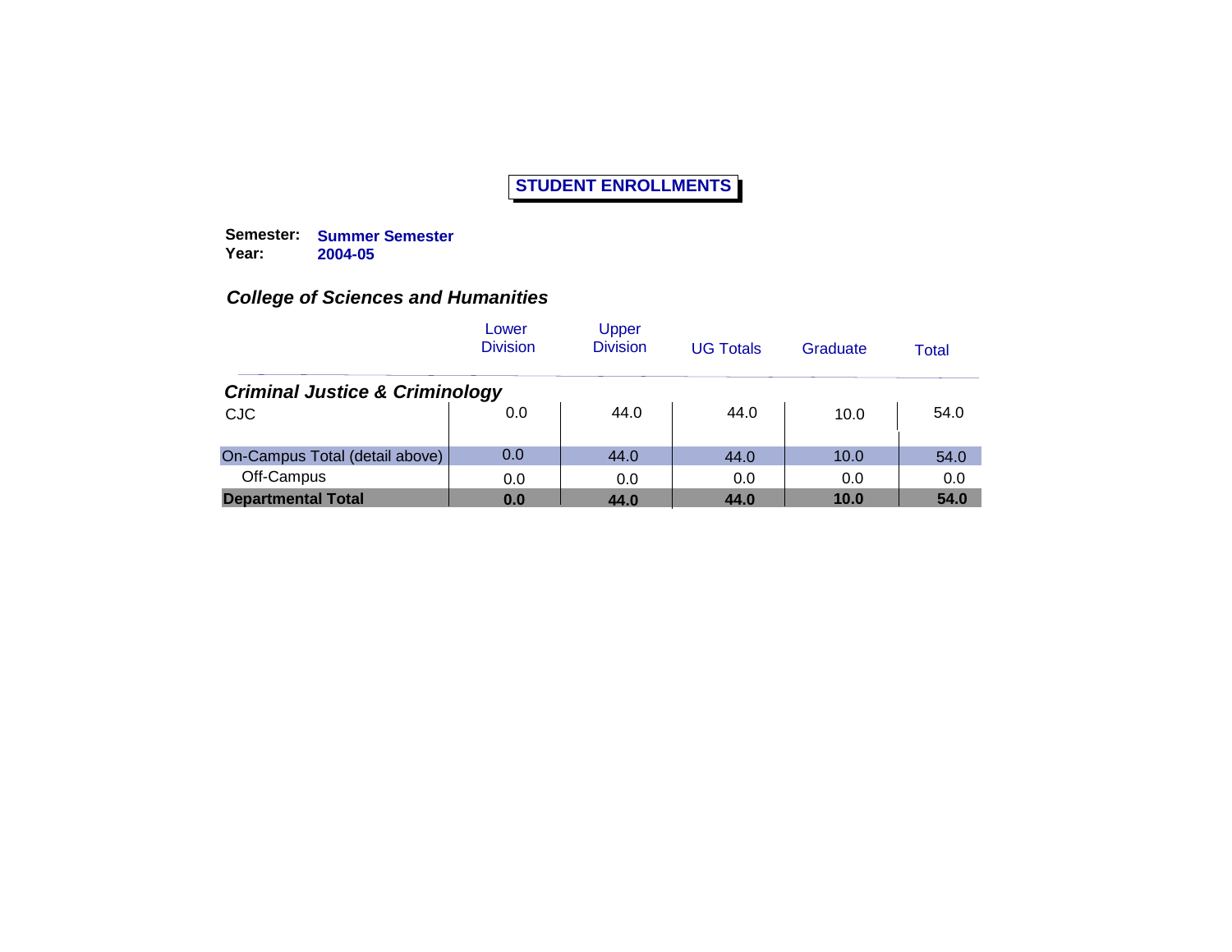# STUDENT ENROLLMENTS

**Semester:** **Summer Semester**
**Year:** **2004-05**

## *College of Sciences and Humanities*

| | Lower Division | Upper Division | UG Totals | Graduate | Total |
|---|---|---|---|---|---|
| ***Criminal Justice & Criminology*** | | | | | |
| CJC | 0.0 | 44.0 | 44.0 | 10.0 | 54.0 |
| On-Campus Total (detail above) | 0.0 | 44.0 | 44.0 | 10.0 | 54.0 |
| Off-Campus | 0.0 | 0.0 | 0.0 | 0.0 | 0.0 |
| **Departmental Total** | **0.0** | **44.0** | **44.0** | **10.0** | **54.0** |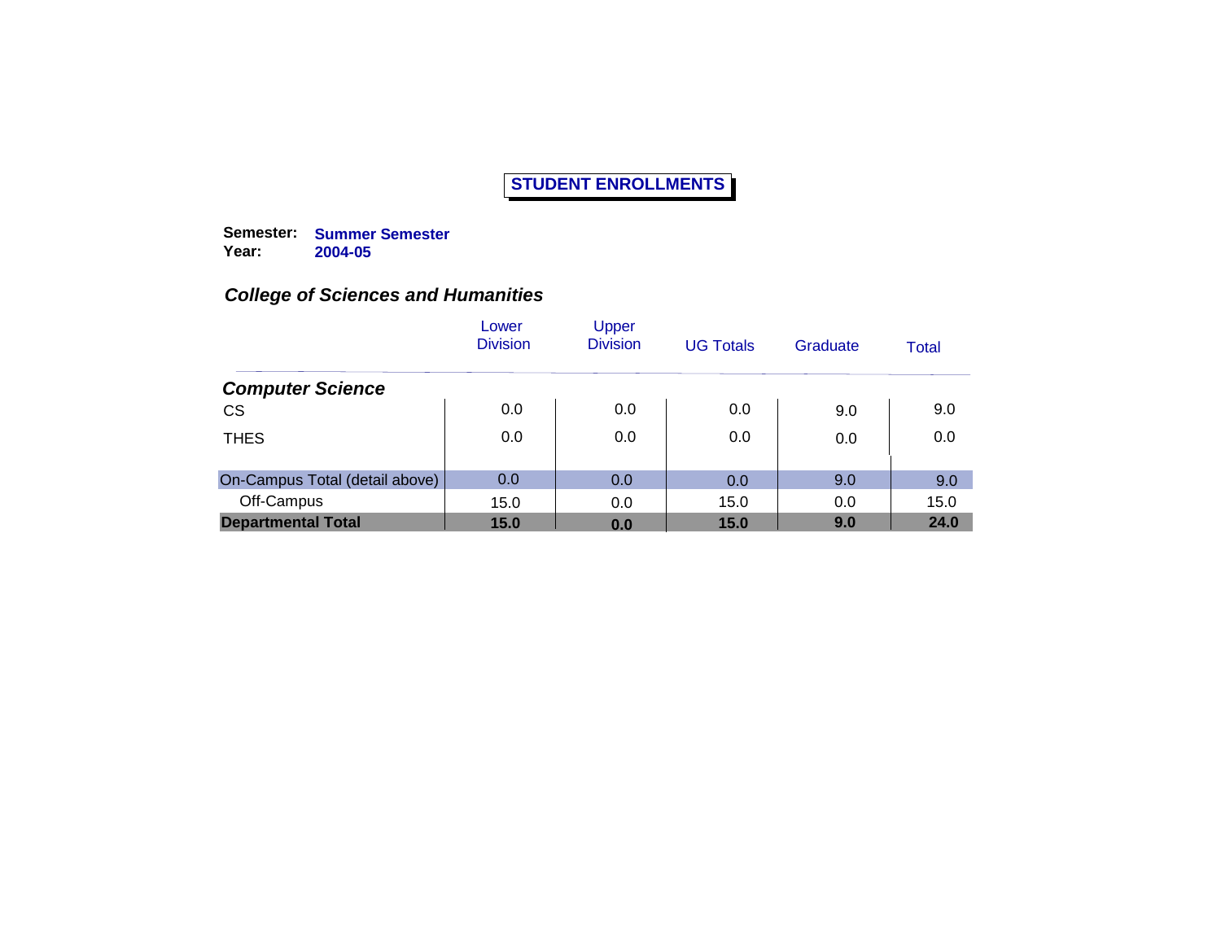# STUDENT ENROLLMENTS

**Semester:** **Summer Semester**
**Year:** **2004-05**

## *College of Sciences and Humanities*

| | Lower Division | Upper Division | UG Totals | Graduate | Total |
|---|---|---|---|---|---|
| ***Computer Science*** | | | | | |
| CS | 0.0 | 0.0 | 0.0 | 9.0 | 9.0 |
| THES | 0.0 | 0.0 | 0.0 | 0.0 | 0.0 |
| On-Campus Total (detail above) | 0.0 | 0.0 | 0.0 | 9.0 | 9.0 |
| Off-Campus | 15.0 | 0.0 | 15.0 | 0.0 | 15.0 |
| **Departmental Total** | **15.0** | **0.0** | **15.0** | **9.0** | **24.0** |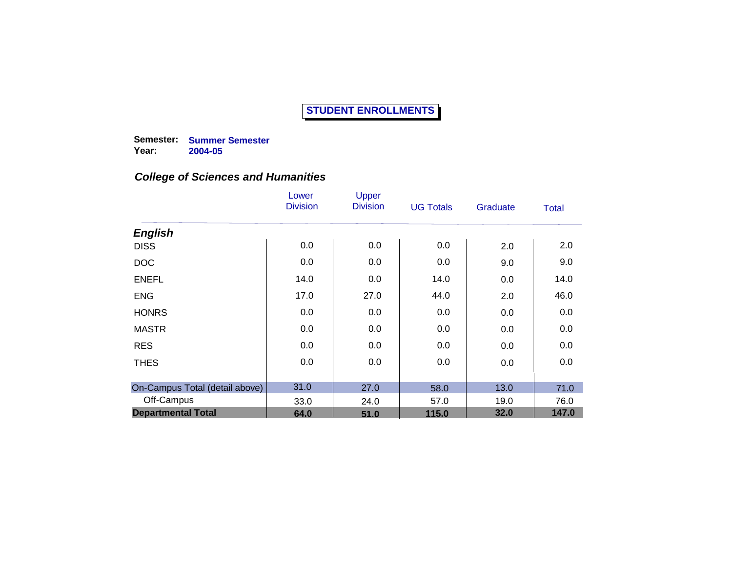# STUDENT ENROLLMENTS

**Semester:** **Summer Semester**
**Year:** **2004-05**

## *College of Sciences and Humanities*

| | Lower Division | Upper Division | UG Totals | Graduate | Total |
|---|---|---|---|---|---|
| ***English*** | | | | | |
| DISS | 0.0 | 0.0 | 0.0 | 2.0 | 2.0 |
| DOC | 0.0 | 0.0 | 0.0 | 9.0 | 9.0 |
| ENEFL | 14.0 | 0.0 | 14.0 | 0.0 | 14.0 |
| ENG | 17.0 | 27.0 | 44.0 | 2.0 | 46.0 |
| HONRS | 0.0 | 0.0 | 0.0 | 0.0 | 0.0 |
| MASTR | 0.0 | 0.0 | 0.0 | 0.0 | 0.0 |
| RES | 0.0 | 0.0 | 0.0 | 0.0 | 0.0 |
| THES | 0.0 | 0.0 | 0.0 | 0.0 | 0.0 |
| On-Campus Total (detail above) | 31.0 | 27.0 | 58.0 | 13.0 | 71.0 |
| Off-Campus | 33.0 | 24.0 | 57.0 | 19.0 | 76.0 |
| **Departmental Total** | **64.0** | **51.0** | **115.0** | **32.0** | **147.0** |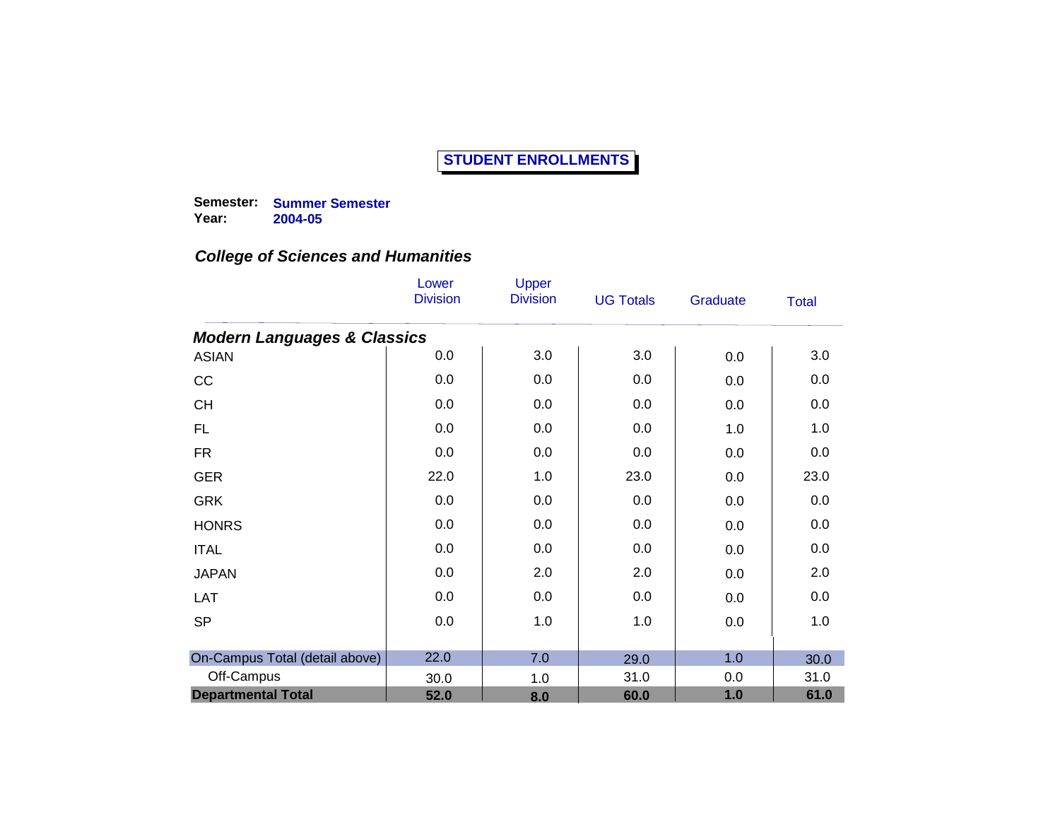# STUDENT ENROLLMENTS

**Semester:** **Summer Semester**
**Year:** **2004-05**

## *College of Sciences and Humanities*

| | Lower Division | Upper Division | UG Totals | Graduate | Total |
|---|---|---|---|---|---|
| ***Modern Languages & Classics*** | | | | | |
| ASIAN | 0.0 | 3.0 | 3.0 | 0.0 | 3.0 |
| CC | 0.0 | 0.0 | 0.0 | 0.0 | 0.0 |
| CH | 0.0 | 0.0 | 0.0 | 0.0 | 0.0 |
| FL | 0.0 | 0.0 | 0.0 | 1.0 | 1.0 |
| FR | 0.0 | 0.0 | 0.0 | 0.0 | 0.0 |
| GER | 22.0 | 1.0 | 23.0 | 0.0 | 23.0 |
| GRK | 0.0 | 0.0 | 0.0 | 0.0 | 0.0 |
| HONRS | 0.0 | 0.0 | 0.0 | 0.0 | 0.0 |
| ITAL | 0.0 | 0.0 | 0.0 | 0.0 | 0.0 |
| JAPAN | 0.0 | 2.0 | 2.0 | 0.0 | 2.0 |
| LAT | 0.0 | 0.0 | 0.0 | 0.0 | 0.0 |
| SP | 0.0 | 1.0 | 1.0 | 0.0 | 1.0 |
| On-Campus Total (detail above) | 22.0 | 7.0 | 29.0 | 1.0 | 30.0 |
| Off-Campus | 30.0 | 1.0 | 31.0 | 0.0 | 31.0 |
| **Departmental Total** | **52.0** | **8.0** | **60.0** | **1.0** | **61.0** |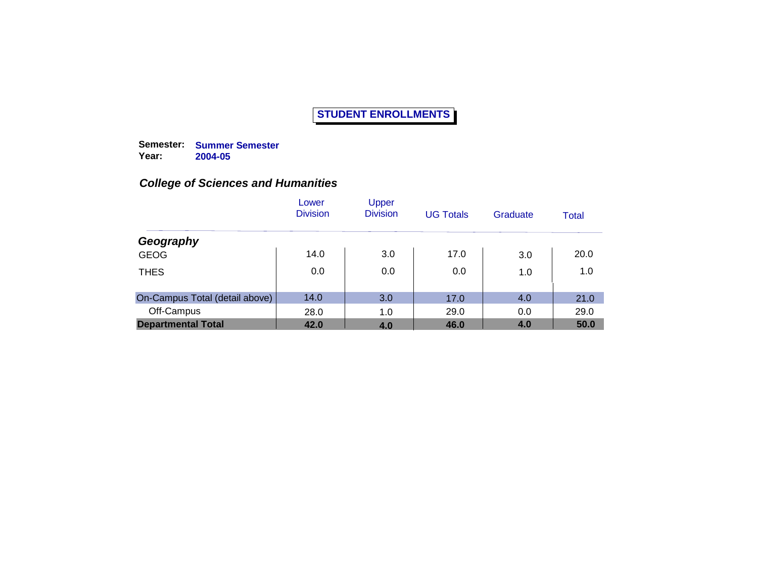# STUDENT ENROLLMENTS

**Semester:** **Summer Semester**
**Year:** **2004-05**

## *College of Sciences and Humanities*

| | Lower Division | Upper Division | UG Totals | Graduate | Total |
|---|---|---|---|---|---|
| ***Geography*** | | | | | |
| GEOG | 14.0 | 3.0 | 17.0 | 3.0 | 20.0 |
| THES | 0.0 | 0.0 | 0.0 | 1.0 | 1.0 |
| On-Campus Total (detail above) | 14.0 | 3.0 | 17.0 | 4.0 | 21.0 |
| Off-Campus | 28.0 | 1.0 | 29.0 | 0.0 | 29.0 |
| **Departmental Total** | **42.0** | **4.0** | **46.0** | **4.0** | **50.0** |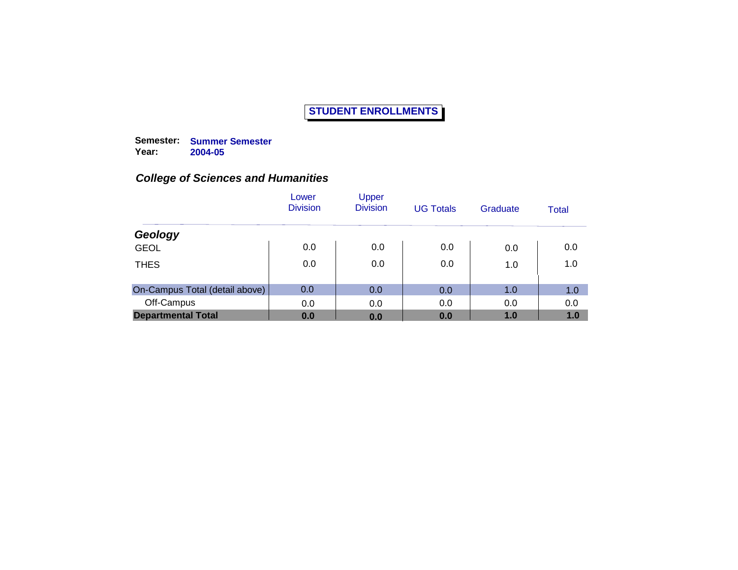# STUDENT ENROLLMENTS

**Semester:** **Summer Semester**
**Year:** **2004-05**

## *College of Sciences and Humanities*

| | Lower Division | Upper Division | UG Totals | Graduate | Total |
|---|---|---|---|---|---|
| ***Geology*** | | | | | |
| GEOL | 0.0 | 0.0 | 0.0 | 0.0 | 0.0 |
| THES | 0.0 | 0.0 | 0.0 | 1.0 | 1.0 |
| On-Campus Total (detail above) | 0.0 | 0.0 | 0.0 | 1.0 | 1.0 |
| Off-Campus | 0.0 | 0.0 | 0.0 | 0.0 | 0.0 |
| **Departmental Total** | **0.0** | **0.0** | **0.0** | **1.0** | **1.0** |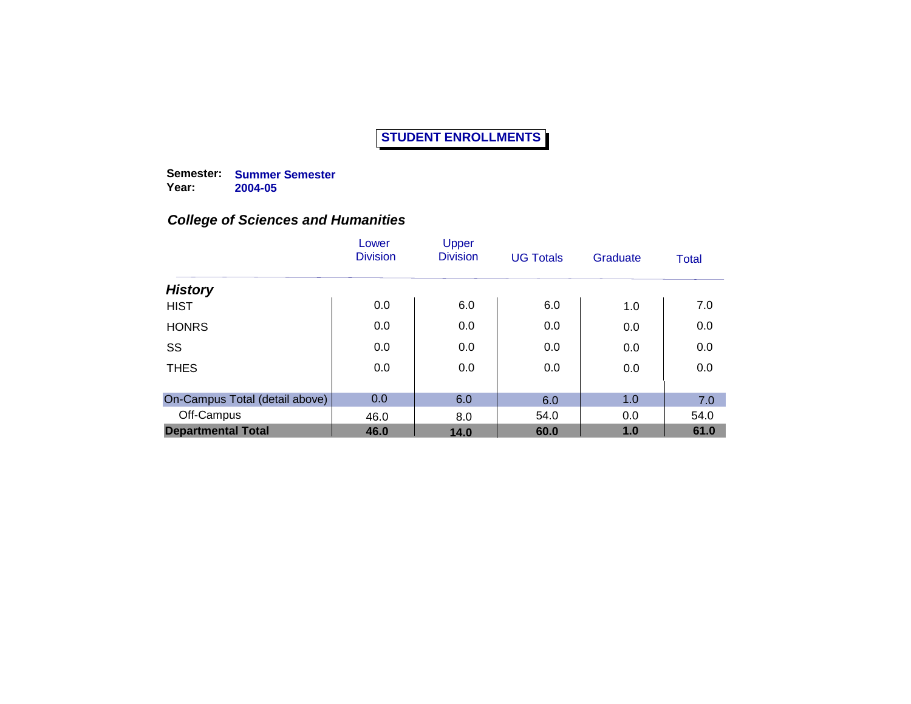# STUDENT ENROLLMENTS

**Semester:** **Summer Semester**
**Year:** **2004-05**

## *College of Sciences and Humanities*

| | Lower Division | Upper Division | UG Totals | Graduate | Total |
|---|---|---|---|---|---|
| ***History*** | | | | | |
| HIST | 0.0 | 6.0 | 6.0 | 1.0 | 7.0 |
| HONRS | 0.0 | 0.0 | 0.0 | 0.0 | 0.0 |
| SS | 0.0 | 0.0 | 0.0 | 0.0 | 0.0 |
| THES | 0.0 | 0.0 | 0.0 | 0.0 | 0.0 |
| On-Campus Total (detail above) | 0.0 | 6.0 | 6.0 | 1.0 | 7.0 |
| Off-Campus | 46.0 | 8.0 | 54.0 | 0.0 | 54.0 |
| **Departmental Total** | **46.0** | **14.0** | **60.0** | **1.0** | **61.0** |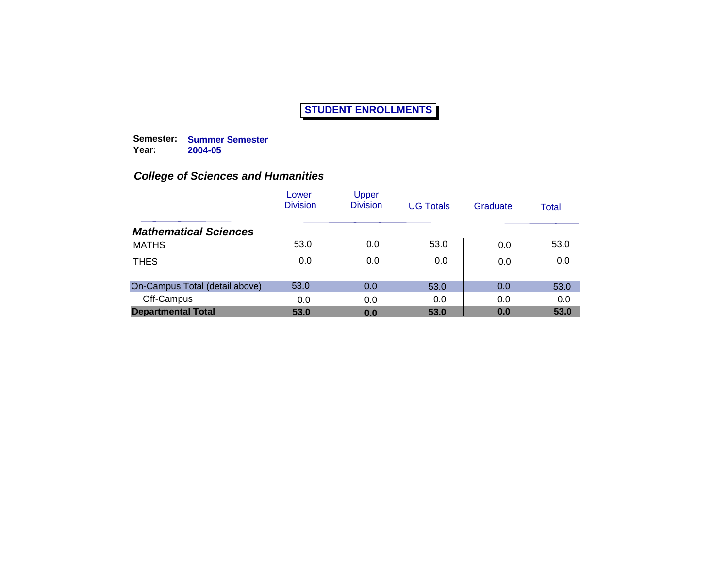# STUDENT ENROLLMENTS

**Semester:** **Summer Semester**
**Year:** **2004-05**

## *College of Sciences and Humanities*

| | Lower Division | Upper Division | UG Totals | Graduate | Total |
|---|---|---|---|---|---|
| ***Mathematical Sciences*** | | | | | |
| MATHS | 53.0 | 0.0 | 53.0 | 0.0 | 53.0 |
| THES | 0.0 | 0.0 | 0.0 | 0.0 | 0.0 |
| On-Campus Total (detail above) | 53.0 | 0.0 | 53.0 | 0.0 | 53.0 |
| Off-Campus | 0.0 | 0.0 | 0.0 | 0.0 | 0.0 |
| **Departmental Total** | **53.0** | **0.0** | **53.0** | **0.0** | **53.0** |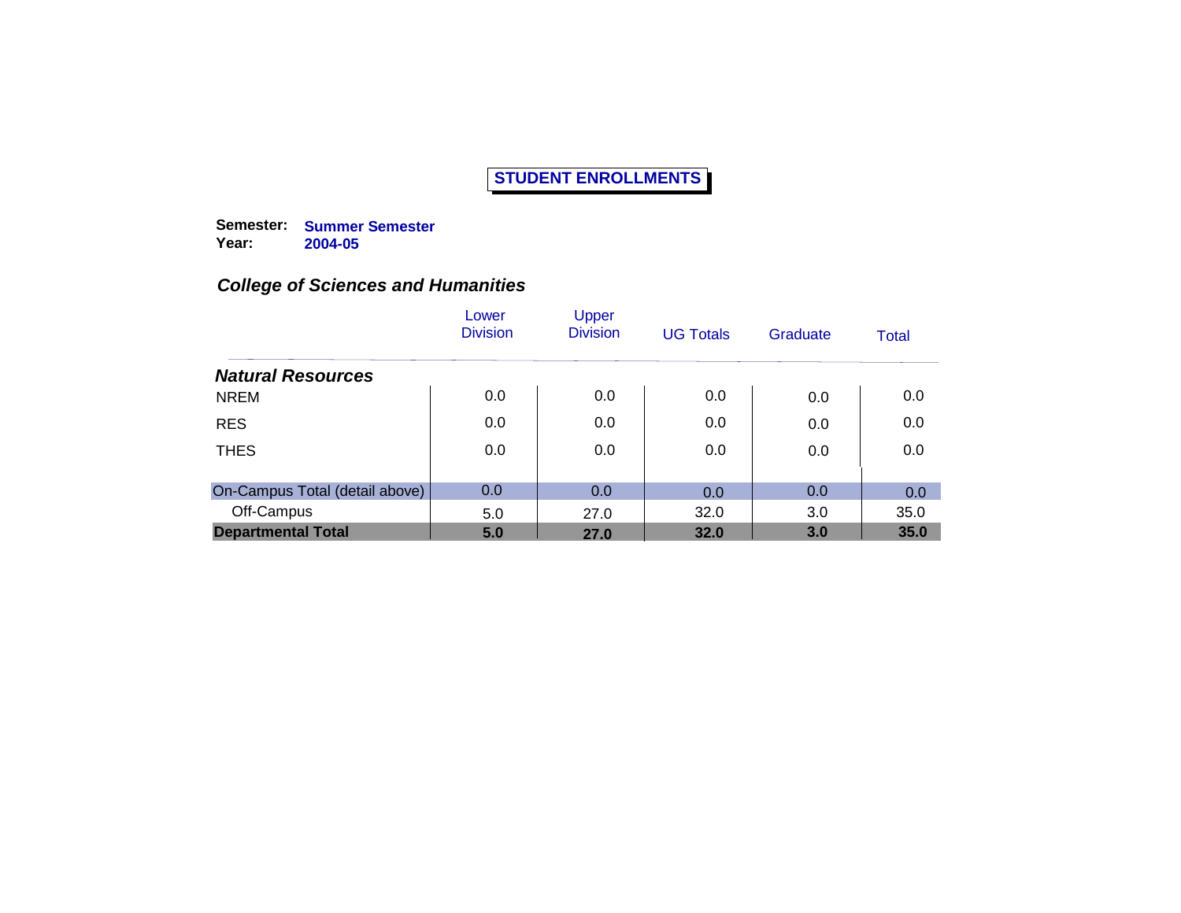# STUDENT ENROLLMENTS

**Semester:** **Summer Semester**
**Year:** **2004-05**

### *College of Sciences and Humanities*

| | Lower Division | Upper Division | UG Totals | Graduate | Total |
|---|---|---|---|---|---|
| ***Natural Resources*** | | | | | |
| NREM | 0.0 | 0.0 | 0.0 | 0.0 | 0.0 |
| RES | 0.0 | 0.0 | 0.0 | 0.0 | 0.0 |
| THES | 0.0 | 0.0 | 0.0 | 0.0 | 0.0 |
| On-Campus Total (detail above) | 0.0 | 0.0 | 0.0 | 0.0 | 0.0 |
| Off-Campus | 5.0 | 27.0 | 32.0 | 3.0 | 35.0 |
| **Departmental Total** | **5.0** | **27.0** | **32.0** | **3.0** | **35.0** |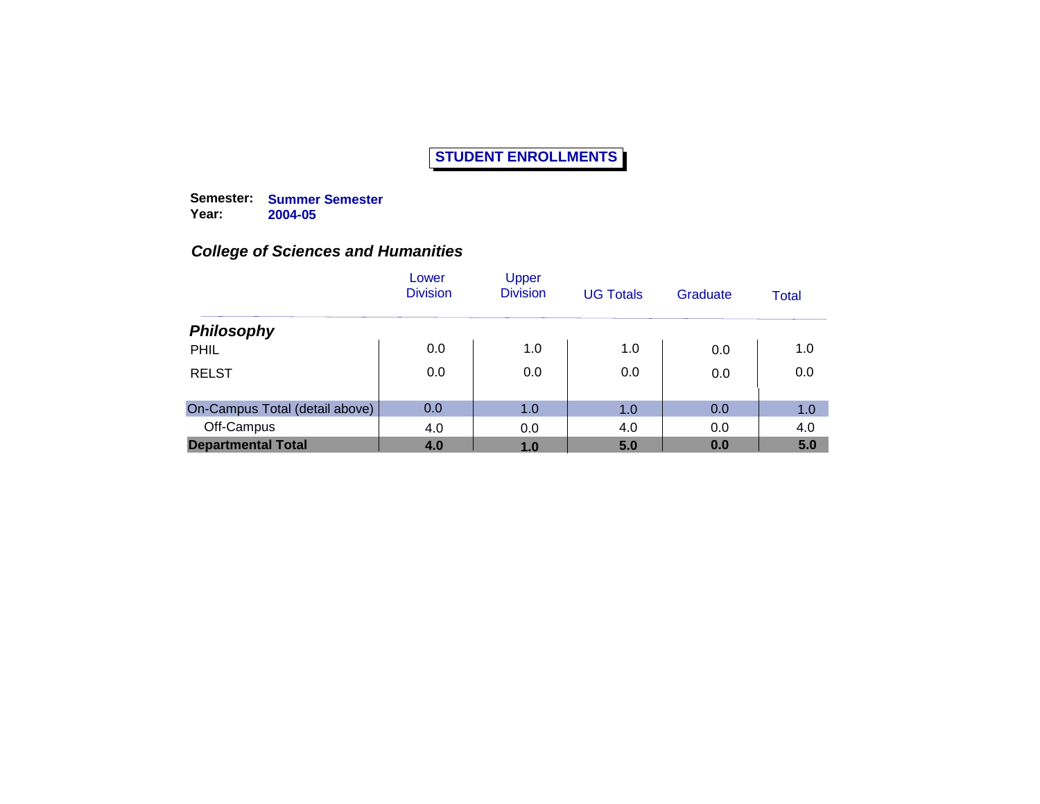# STUDENT ENROLLMENTS

**Semester:** **Summer Semester**
**Year:** **2004-05**

## *College of Sciences and Humanities*

| | Lower Division | Upper Division | UG Totals | Graduate | Total |
|---|---|---|---|---|---|
| ***Philosophy*** | | | | | |
| PHIL | 0.0 | 1.0 | 1.0 | 0.0 | 1.0 |
| RELST | 0.0 | 0.0 | 0.0 | 0.0 | 0.0 |
| On-Campus Total (detail above) | 0.0 | 1.0 | 1.0 | 0.0 | 1.0 |
| Off-Campus | 4.0 | 0.0 | 4.0 | 0.0 | 4.0 |
| **Departmental Total** | **4.0** | **1.0** | **5.0** | **0.0** | **5.0** |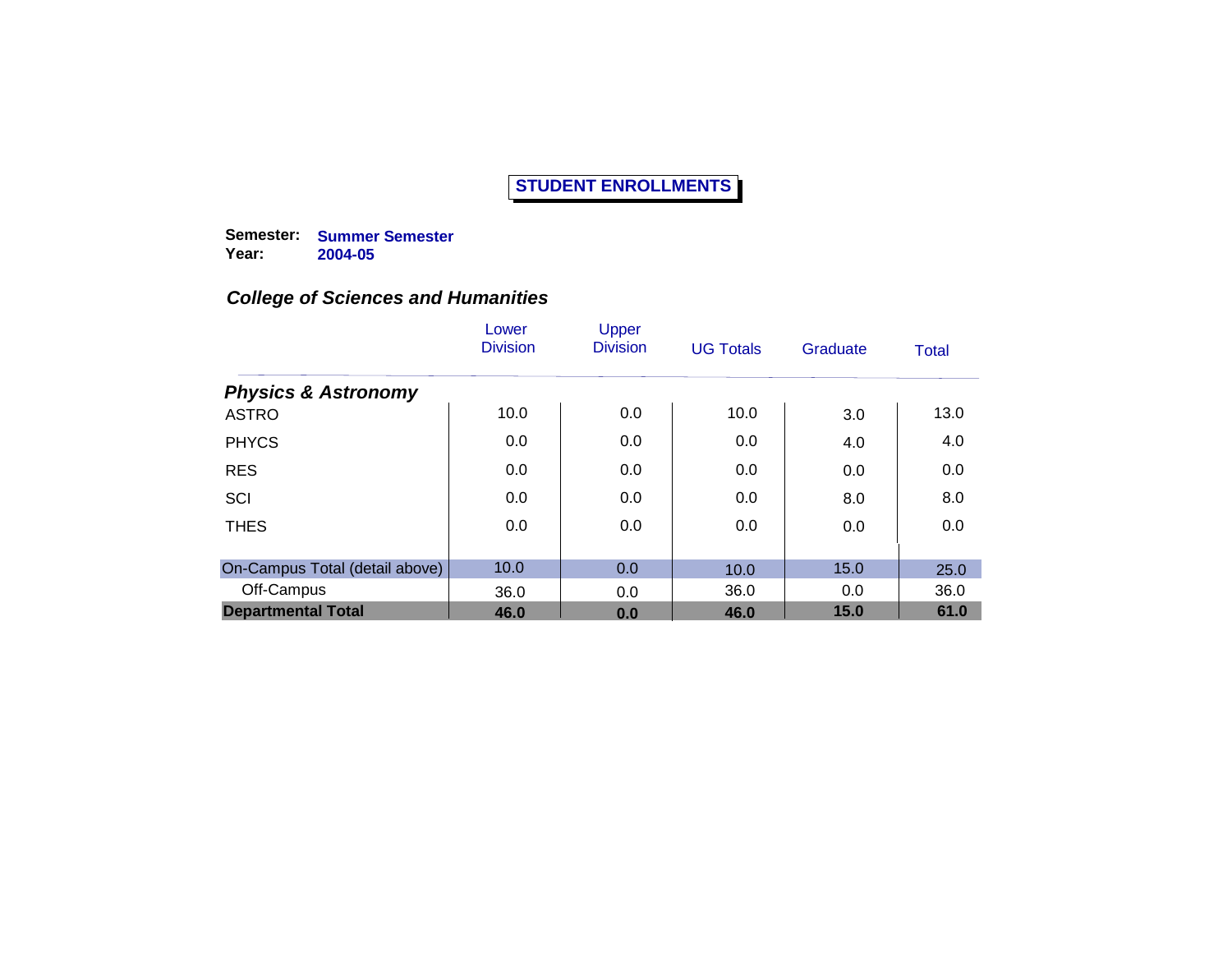# STUDENT ENROLLMENTS

**Semester:** **Summer Semester**
**Year:** **2004-05**

## *College of Sciences and Humanities*

| | Lower Division | Upper Division | UG Totals | Graduate | Total |
|---|---|---|---|---|---|
| ***Physics & Astronomy*** | | | | | |
| ASTRO | 10.0 | 0.0 | 10.0 | 3.0 | 13.0 |
| PHYCS | 0.0 | 0.0 | 0.0 | 4.0 | 4.0 |
| RES | 0.0 | 0.0 | 0.0 | 0.0 | 0.0 |
| SCI | 0.0 | 0.0 | 0.0 | 8.0 | 8.0 |
| THES | 0.0 | 0.0 | 0.0 | 0.0 | 0.0 |
| On-Campus Total (detail above) | 10.0 | 0.0 | 10.0 | 15.0 | 25.0 |
| Off-Campus | 36.0 | 0.0 | 36.0 | 0.0 | 36.0 |
| **Departmental Total** | **46.0** | **0.0** | **46.0** | **15.0** | **61.0** |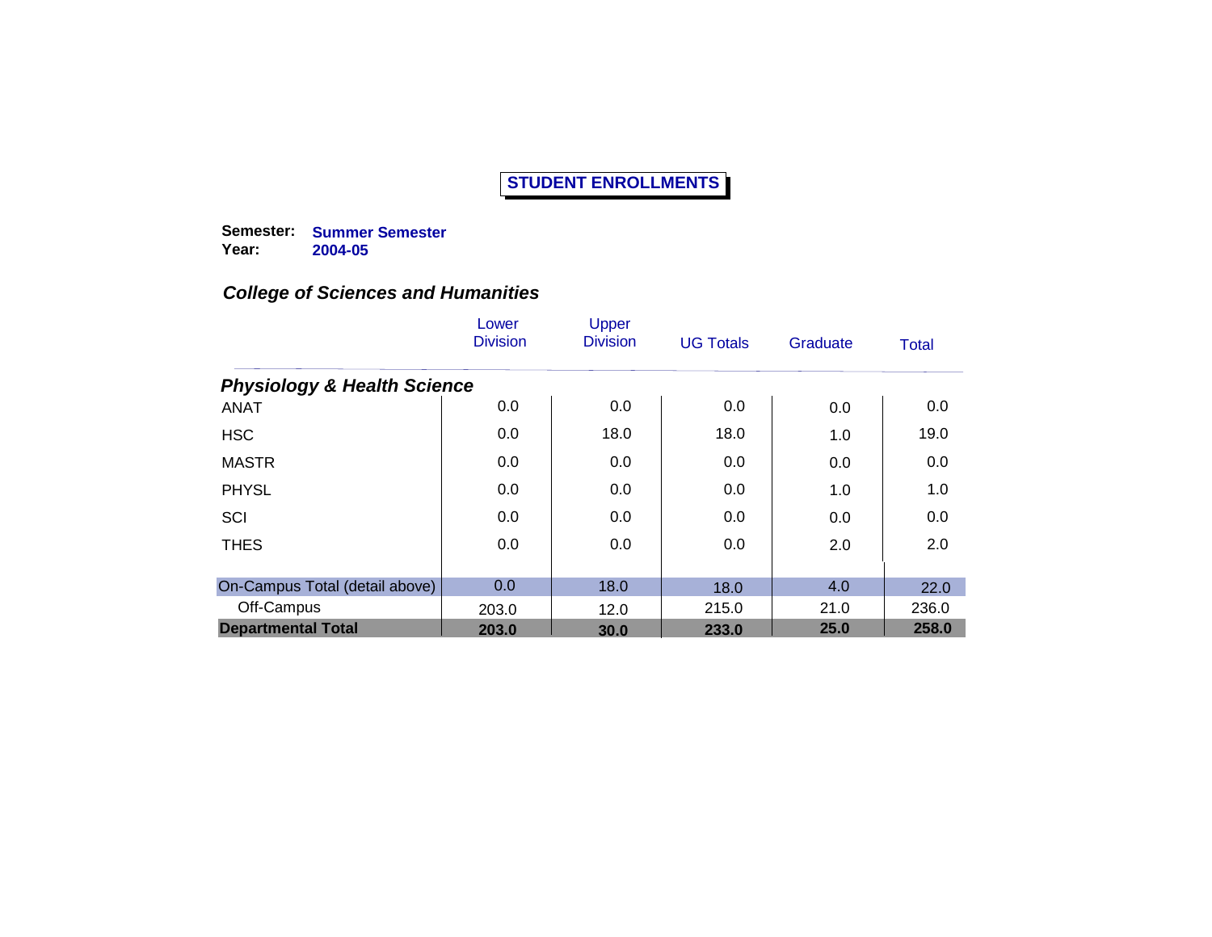# STUDENT ENROLLMENTS

**Semester:** **Summer Semester**
**Year:** **2004-05**

## *College of Sciences and Humanities*

| | Lower Division | Upper Division | UG Totals | Graduate | Total |
|---|---|---|---|---|---|
| ***Physiology & Health Science*** | | | | | |
| ANAT | 0.0 | 0.0 | 0.0 | 0.0 | 0.0 |
| HSC | 0.0 | 18.0 | 18.0 | 1.0 | 19.0 |
| MASTR | 0.0 | 0.0 | 0.0 | 0.0 | 0.0 |
| PHYSL | 0.0 | 0.0 | 0.0 | 1.0 | 1.0 |
| SCI | 0.0 | 0.0 | 0.0 | 0.0 | 0.0 |
| THES | 0.0 | 0.0 | 0.0 | 2.0 | 2.0 |
| On-Campus Total (detail above) | 0.0 | 18.0 | 18.0 | 4.0 | 22.0 |
| Off-Campus | 203.0 | 12.0 | 215.0 | 21.0 | 236.0 |
| **Departmental Total** | **203.0** | **30.0** | **233.0** | **25.0** | **258.0** |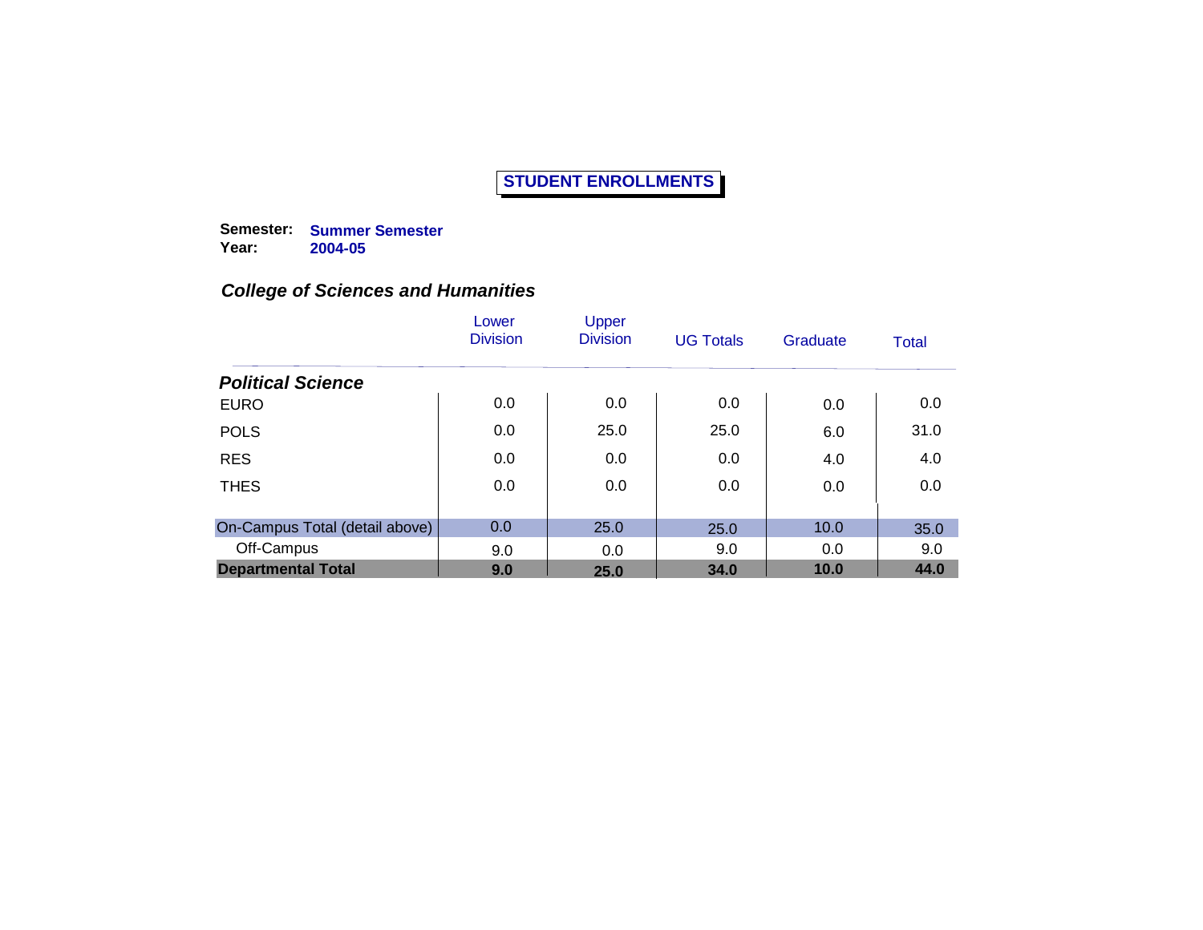# STUDENT ENROLLMENTS

**Semester:** **Summer Semester**
**Year:** **2004-05**

## *College of Sciences and Humanities*

| | Lower Division | Upper Division | UG Totals | Graduate | Total |
|---|---|---|---|---|---|
| ***Political Science*** | | | | | |
| EURO | 0.0 | 0.0 | 0.0 | 0.0 | 0.0 |
| POLS | 0.0 | 25.0 | 25.0 | 6.0 | 31.0 |
| RES | 0.0 | 0.0 | 0.0 | 4.0 | 4.0 |
| THES | 0.0 | 0.0 | 0.0 | 0.0 | 0.0 |
| On-Campus Total (detail above) | 0.0 | 25.0 | 25.0 | 10.0 | 35.0 |
| Off-Campus | 9.0 | 0.0 | 9.0 | 0.0 | 9.0 |
| **Departmental Total** | **9.0** | **25.0** | **34.0** | **10.0** | **44.0** |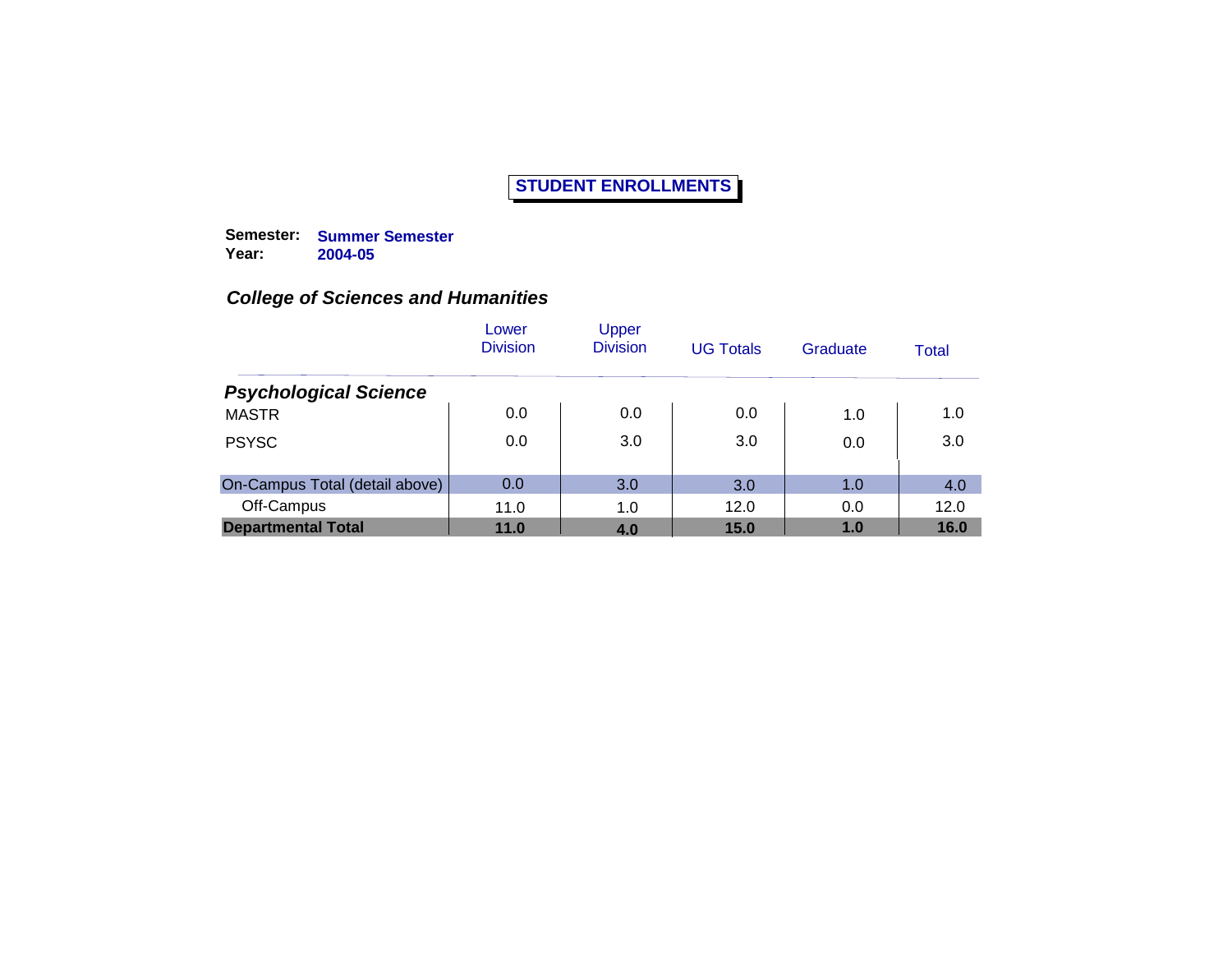## STUDENT ENROLLMENTS

**Semester:** **Summer Semester**
**Year:** **2004-05**

### *College of Sciences and Humanities*

| | Lower Division | Upper Division | UG Totals | Graduate | Total |
|---|---|---|---|---|---|
| ***Psychological Science*** | | | | | |
| MASTR | 0.0 | 0.0 | 0.0 | 1.0 | 1.0 |
| PSYSC | 0.0 | 3.0 | 3.0 | 0.0 | 3.0 |
| On-Campus Total (detail above) | 0.0 | 3.0 | 3.0 | 1.0 | 4.0 |
| Off-Campus | 11.0 | 1.0 | 12.0 | 0.0 | 12.0 |
| **Departmental Total** | **11.0** | **4.0** | **15.0** | **1.0** | **16.0** |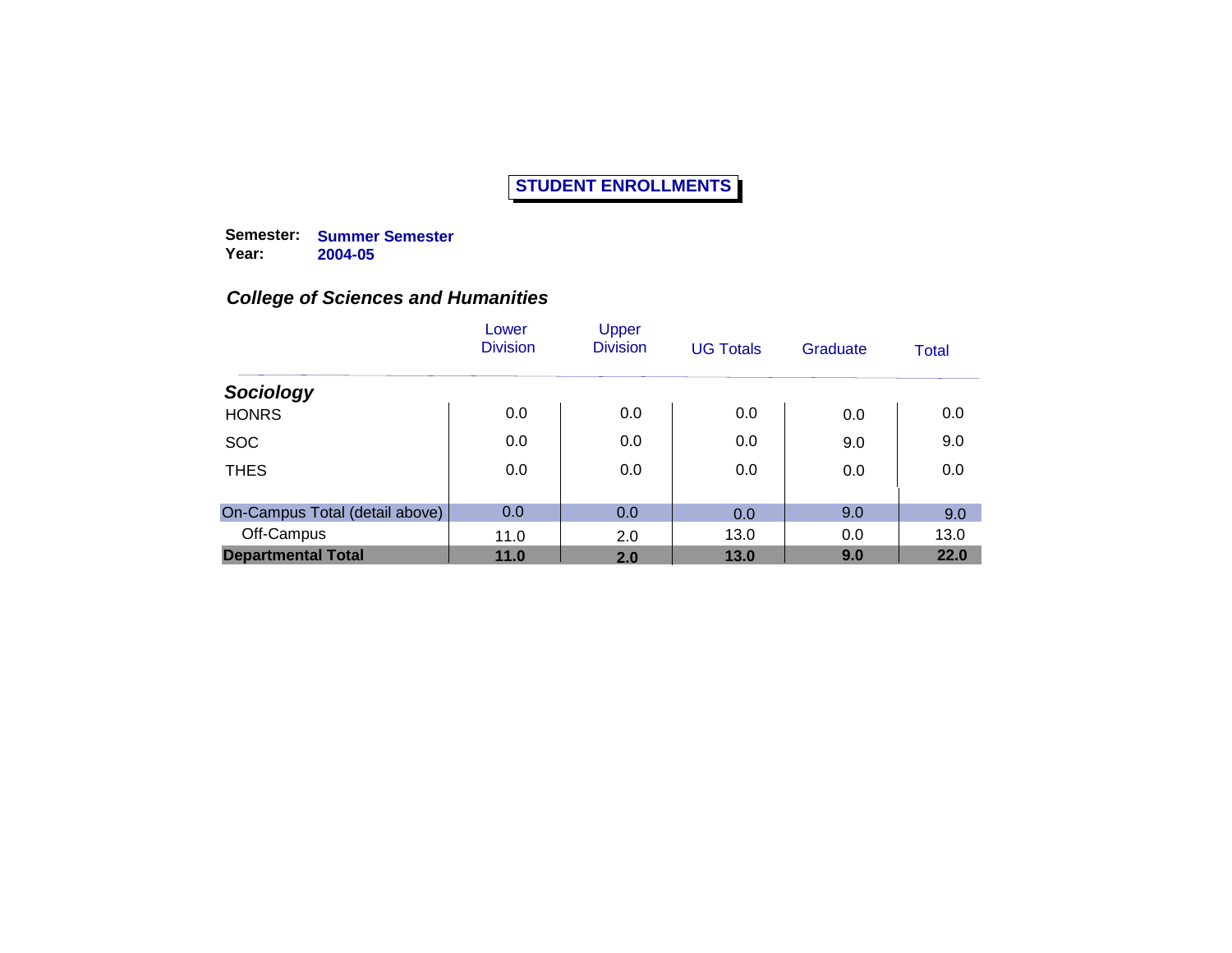# STUDENT ENROLLMENTS

**Semester:** **Summer Semester**
**Year:** **2004-05**

## *College of Sciences and Humanities*

| | Lower Division | Upper Division | UG Totals | Graduate | Total |
|---|---|---|---|---|---|
| ***Sociology*** | | | | | |
| HONRS | 0.0 | 0.0 | 0.0 | 0.0 | 0.0 |
| SOC | 0.0 | 0.0 | 0.0 | 9.0 | 9.0 |
| THES | 0.0 | 0.0 | 0.0 | 0.0 | 0.0 |
| On-Campus Total (detail above) | 0.0 | 0.0 | 0.0 | 9.0 | 9.0 |
| Off-Campus | 11.0 | 2.0 | 13.0 | 0.0 | 13.0 |
| **Departmental Total** | **11.0** | **2.0** | **13.0** | **9.0** | **22.0** |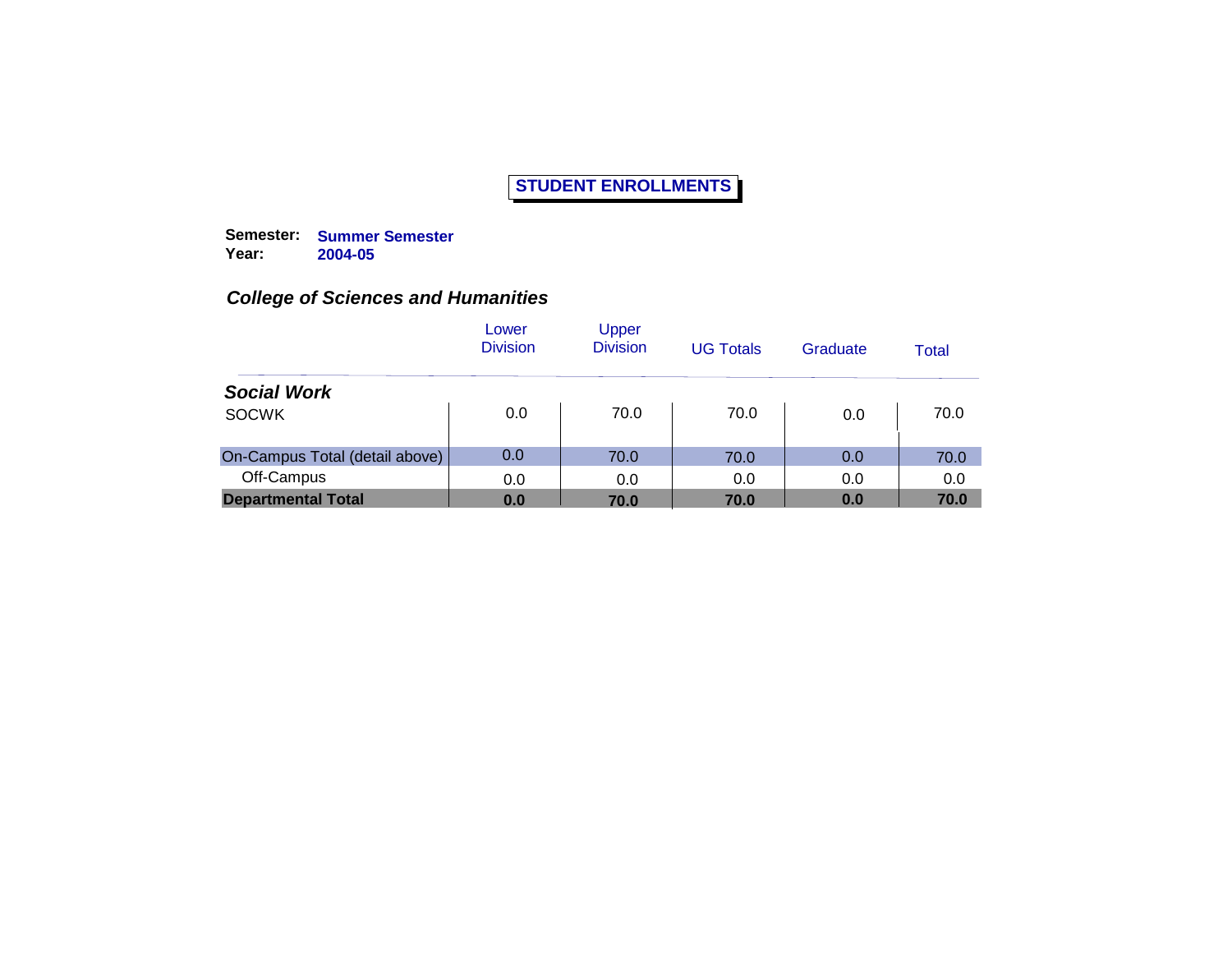# STUDENT ENNROLLMENTS

**Semester:** **Summer Semester**
**Year:** **2004-05**

### *College of Sciences and Humanities*

| | Lower Division | Upper Division | UG Totals | Graduate | Total |
|---|---|---|---|---|---|
| ***Social Work*** | | | | | |
| SOCWK | 0.0 | 70.0 | 70.0 | 0.0 | 70.0 |
| On-Campus Total (detail above) | 0.0 | 70.0 | 70.0 | 0.0 | 70.0 |
| Off-Campus | 0.0 | 0.0 | 0.0 | 0.0 | 0.0 |
| **Departmental Total** | **0.0** | **70.0** | **70.0** | **0.0** | **70.0** |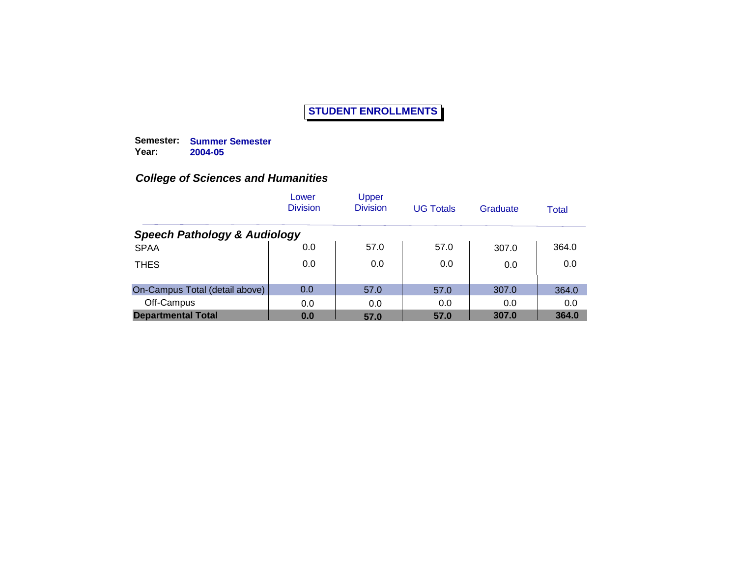# STUDENT ENROLLMENTS

**Semester:** **Summer Semester**
**Year:** **2004-05**

## *College of Sciences and Humanities*

| | Lower Division | Upper Division | UG Totals | Graduate | Total |
|---|---|---|---|---|---|
| ***Speech Pathology & Audiology*** | | | | | |
| SPAA | 0.0 | 57.0 | 57.0 | 307.0 | 364.0 |
| THES | 0.0 | 0.0 | 0.0 | 0.0 | 0.0 |
| On-Campus Total (detail above) | 0.0 | 57.0 | 57.0 | 307.0 | 364.0 |
| Off-Campus | 0.0 | 0.0 | 0.0 | 0.0 | 0.0 |
| **Departmental Total** | **0.0** | **57.0** | **57.0** | **307.0** | **364.0** |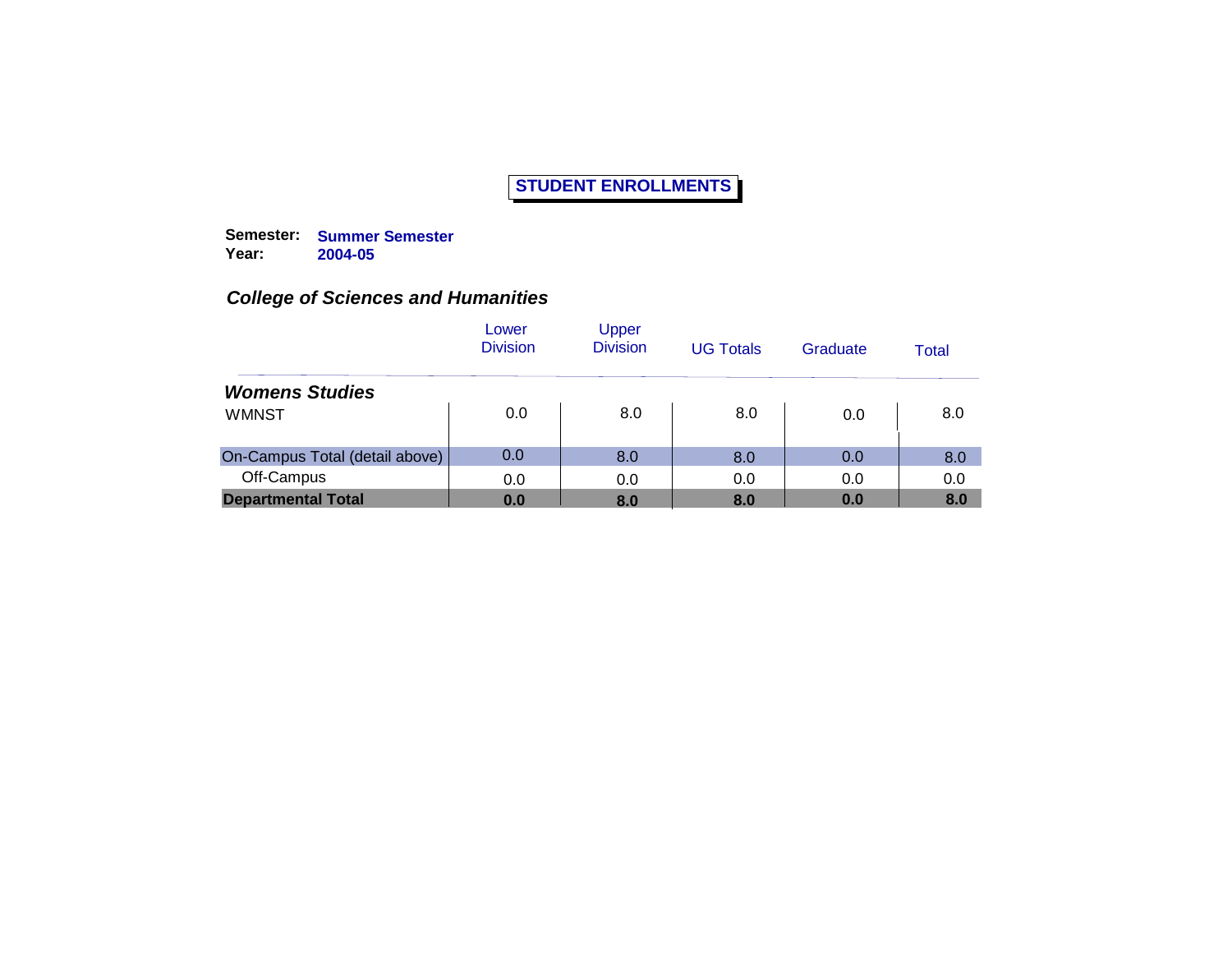# STUDENT ENROLLMENTS

**Semester:** **Summer Semester**
**Year:** **2004-05**

## *College of Sciences and Humanities*

| | Lower Division | Upper Division | UG Totals | Graduate | Total |
|---|---|---|---|---|---|
| ***Womens Studies*** | | | | | |
| WMNST | 0.0 | 8.0 | 8.0 | 0.0 | 8.0 |
| On-Campus Total (detail above) | 0.0 | 8.0 | 8.0 | 0.0 | 8.0 |
| Off-Campus | 0.0 | 0.0 | 0.0 | 0.0 | 0.0 |
| **Departmental Total** | **0.0** | **8.0** | **8.0** | **0.0** | **8.0** |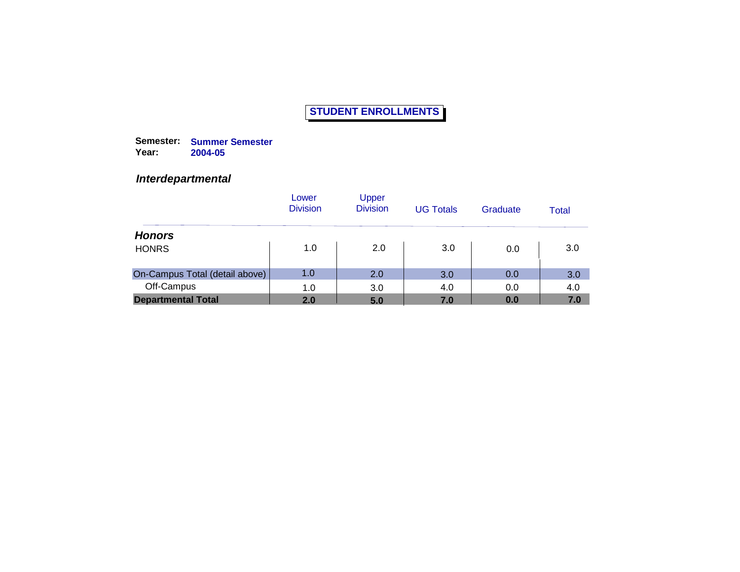# STUDENT ENROLLMENTS

**Semester:** **Summer Semester**
**Year:** **2004-05**

### *Interdepartmental*

| | Lower Division | Upper Division | UG Totals | Graduate | Total |
|---|---|---|---|---|---|
| ***Honors*** | | | | | |
| HONRS | 1.0 | 2.0 | 3.0 | 0.0 | 3.0 |
| On-Campus Total (detail above) | 1.0 | 2.0 | 3.0 | 0.0 | 3.0 |
| Off-Campus | 1.0 | 3.0 | 4.0 | 0.0 | 4.0 |
| **Departmental Total** | **2.0** | **5.0** | **7.0** | **0.0** | **7.0** |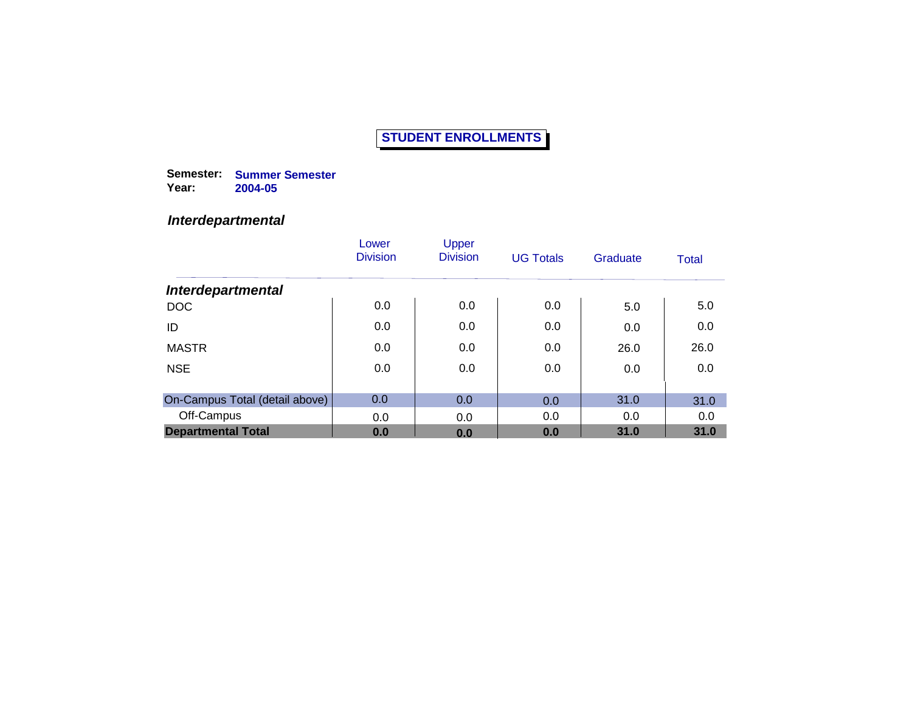# STUDENT ENROLLMENTS

**Semester:** **Summer Semester**
**Year:** **2004-05**

## *Interdepartmental*

| | Lower Division | Upper Division | UG Totals | Graduate | Total |
|---|---|---|---|---|---|
| ***Interdepartmental*** | | | | | |
| DOC | 0.0 | 0.0 | 0.0 | 5.0 | 5.0 |
| ID | 0.0 | 0.0 | 0.0 | 0.0 | 0.0 |
| MASTR | 0.0 | 0.0 | 0.0 | 26.0 | 26.0 |
| NSE | 0.0 | 0.0 | 0.0 | 0.0 | 0.0 |
| On-Campus Total (detail above) | 0.0 | 0.0 | 0.0 | 31.0 | 31.0 |
| Off-Campus | 0.0 | 0.0 | 0.0 | 0.0 | 0.0 |
| **Departmental Total** | **0.0** | **0.0** | **0.0** | **31.0** | **31.0** |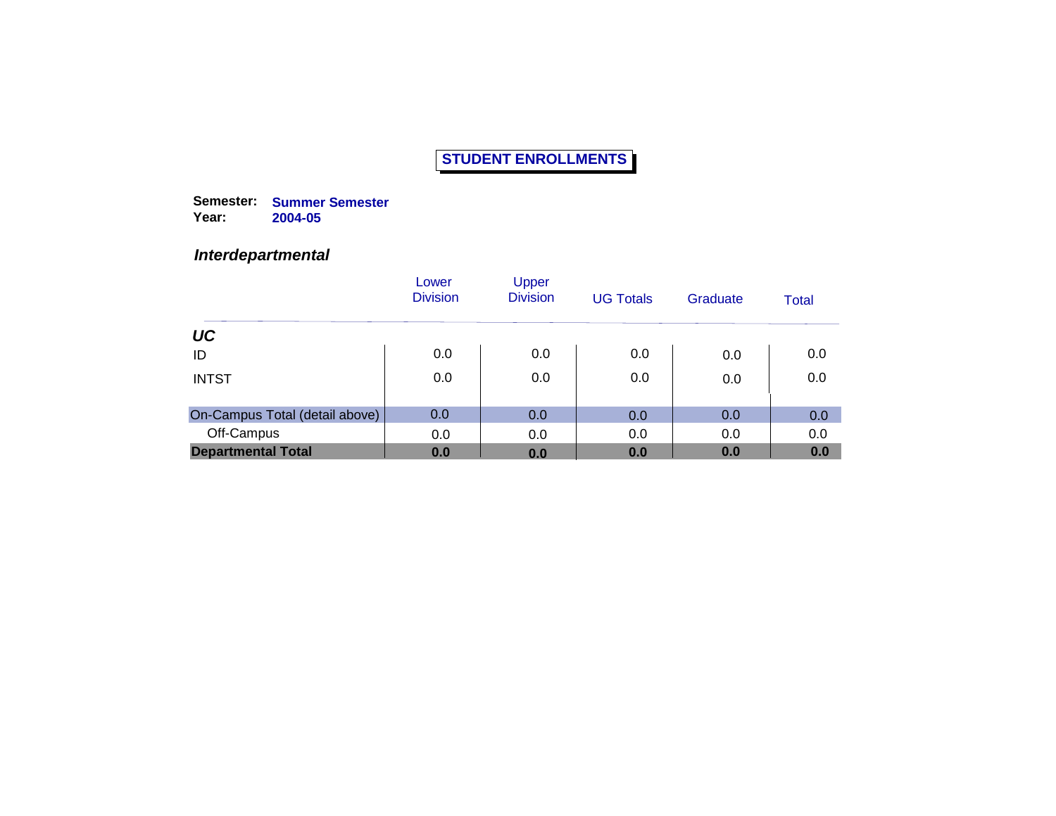# STUDENT ENROLLMENTS

**Semester:** **Summer Semester**
**Year:** **2004-05**

### *Interdepartmental*

| | Lower Division | Upper Division | UG Totals | Graduate | Total |
|---|---|---|---|---|---|
| ***UC*** | | | | | |
| ID | 0.0 | 0.0 | 0.0 | 0.0 | 0.0 |
| INTST | 0.0 | 0.0 | 0.0 | 0.0 | 0.0 |
| On-Campus Total (detail above) | 0.0 | 0.0 | 0.0 | 0.0 | 0.0 |
| Off-Campus | 0.0 | 0.0 | 0.0 | 0.0 | 0.0 |
| **Departmental Total** | **0.0** | **0.0** | **0.0** | **0.0** | **0.0** |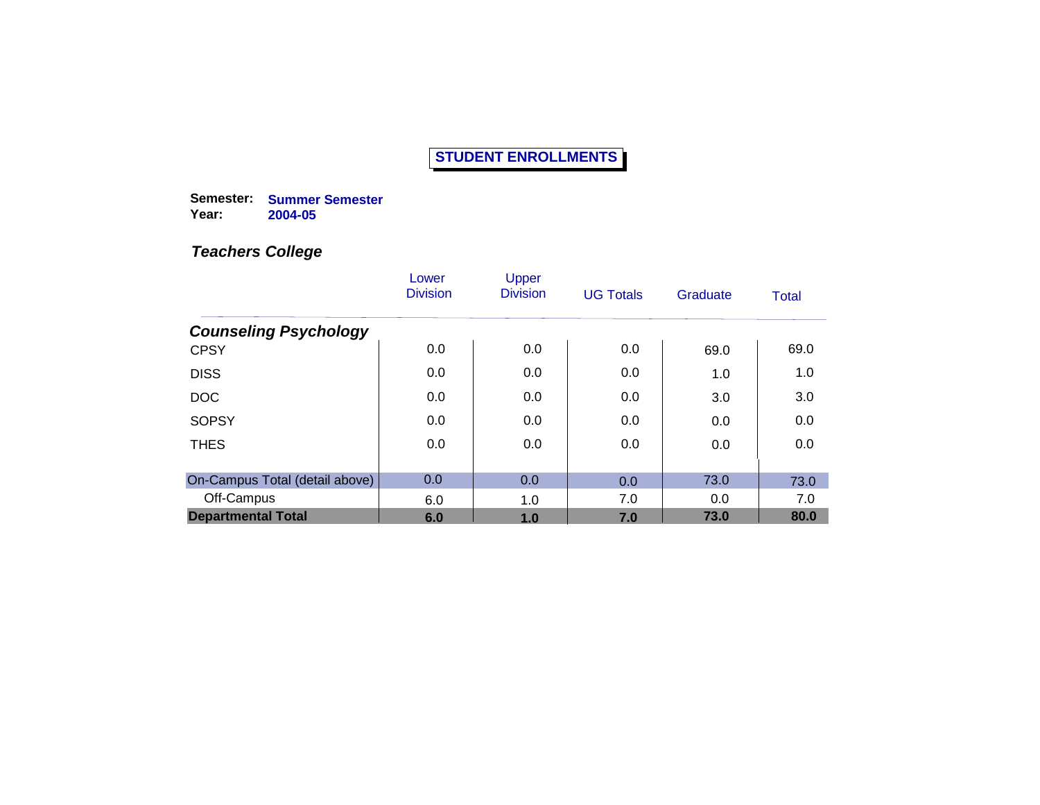# STUDENT ENROLLMENTS

**Semester:** **Summer Semester**
**Year:** **2004-05**

***Teachers College***

| | Lower Division | Upper Division | UG Totals | Graduate | Total |
|---|---|---|---|---|---|
| ***Counseling Psychology*** | | | | | |
| CPSY | 0.0 | 0.0 | 0.0 | 69.0 | 69.0 |
| DISS | 0.0 | 0.0 | 0.0 | 1.0 | 1.0 |
| DOC | 0.0 | 0.0 | 0.0 | 3.0 | 3.0 |
| SOPSY | 0.0 | 0.0 | 0.0 | 0.0 | 0.0 |
| THES | 0.0 | 0.0 | 0.0 | 0.0 | 0.0 |
| On-Campus Total (detail above) | 0.0 | 0.0 | 0.0 | 73.0 | 73.0 |
| Off-Campus | 6.0 | 1.0 | 7.0 | 0.0 | 7.0 |
| **Departmental Total** | **6.0** | **1.0** | **7.0** | **73.0** | **80.0** |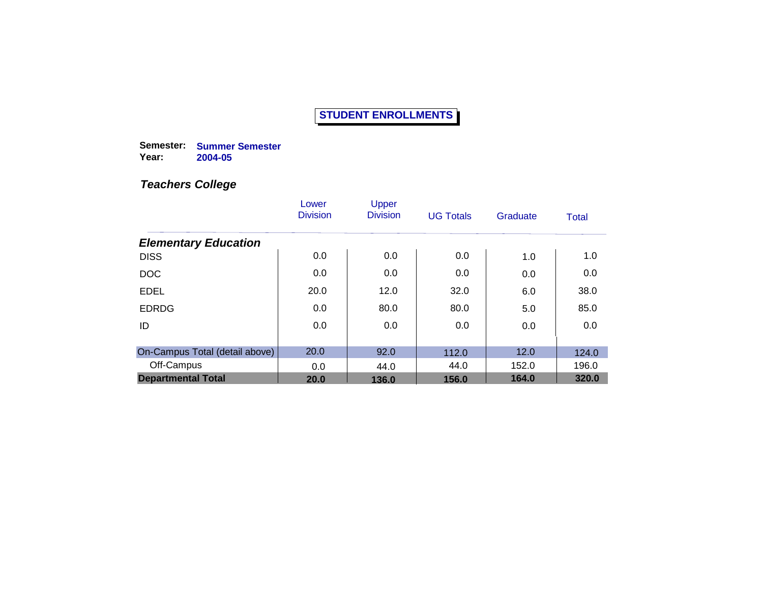# STUDENT ENROLLMENTS

**Semester:** **Summer Semester**
**Year:** **2004-05**

### *Teachers College*

| | Lower Division | Upper Division | UG Totals | Graduate | Total |
|---|---|---|---|---|---|
| ***Elementary Education*** | | | | | |
| DISS | 0.0 | 0.0 | 0.0 | 1.0 | 1.0 |
| DOC | 0.0 | 0.0 | 0.0 | 0.0 | 0.0 |
| EDEL | 20.0 | 12.0 | 32.0 | 6.0 | 38.0 |
| EDRDG | 0.0 | 80.0 | 80.0 | 5.0 | 85.0 |
| ID | 0.0 | 0.0 | 0.0 | 0.0 | 0.0 |
| On-Campus Total (detail above) | 20.0 | 92.0 | 112.0 | 12.0 | 124.0 |
| Off-Campus | 0.0 | 44.0 | 44.0 | 152.0 | 196.0 |
| **Departmental Total** | **20.0** | **136.0** | **156.0** | **164.0** | **320.0** |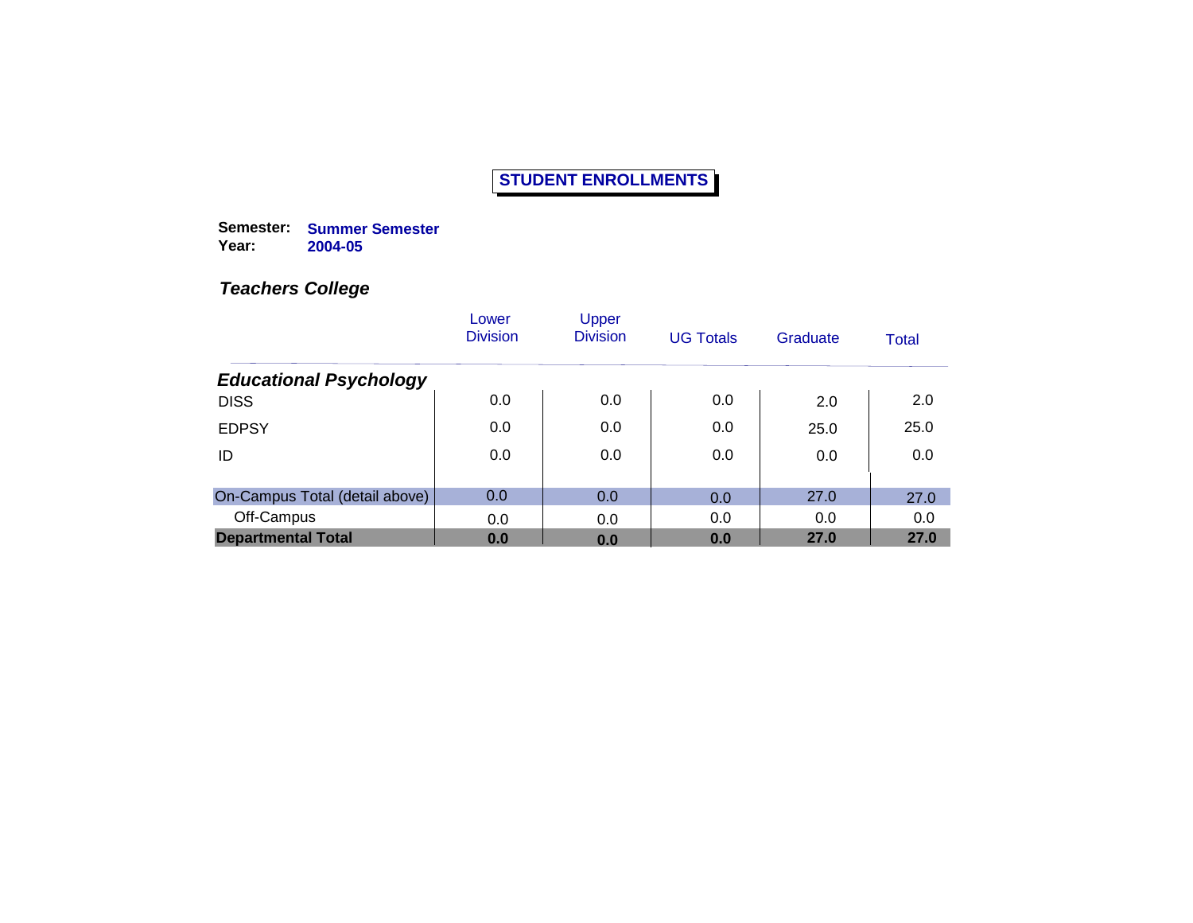# STUDENT ENROLLMENTS

**Semester:** **Summer Semester**
**Year:** **2004-05**

## *Teachers College*

| | Lower Division | Upper Division | UG Totals | Graduate | Total |
|---|---|---|---|---|---|
| ***Educational Psychology*** | | | | | |
| DISS | 0.0 | 0.0 | 0.0 | 2.0 | 2.0 |
| EDPSY | 0.0 | 0.0 | 0.0 | 25.0 | 25.0 |
| ID | 0.0 | 0.0 | 0.0 | 0.0 | 0.0 |
| On-Campus Total (detail above) | 0.0 | 0.0 | 0.0 | 27.0 | 27.0 |
| Off-Campus | 0.0 | 0.0 | 0.0 | 0.0 | 0.0 |
| **Departmental Total** | **0.0** | **0.0** | **0.0** | **27.0** | **27.0** |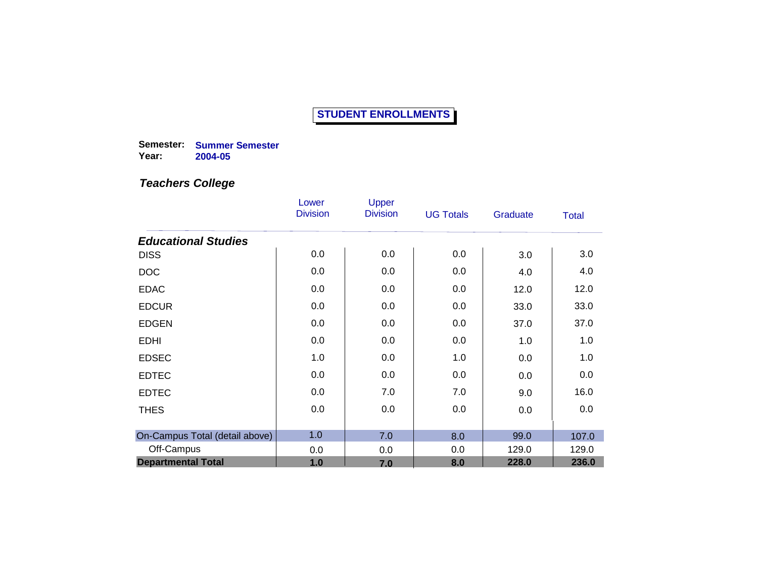# STUDENT ENROLLMENTS

**Semester:** **Summer Semester**
**Year:** **2004-05**

## *Teachers College*

| | Lower Division | Upper Division | UG Totals | Graduate | Total |
|---|---|---|---|---|---|
| ***Educational Studies*** | | | | | |
| DISS | 0.0 | 0.0 | 0.0 | 3.0 | 3.0 |
| DOC | 0.0 | 0.0 | 0.0 | 4.0 | 4.0 |
| EDAC | 0.0 | 0.0 | 0.0 | 12.0 | 12.0 |
| EDCUR | 0.0 | 0.0 | 0.0 | 33.0 | 33.0 |
| EDGEN | 0.0 | 0.0 | 0.0 | 37.0 | 37.0 |
| EDHI | 0.0 | 0.0 | 0.0 | 1.0 | 1.0 |
| EDSEC | 1.0 | 0.0 | 1.0 | 0.0 | 1.0 |
| EDTEC | 0.0 | 0.0 | 0.0 | 0.0 | 0.0 |
| EDTEC | 0.0 | 7.0 | 7.0 | 9.0 | 16.0 |
| THES | 0.0 | 0.0 | 0.0 | 0.0 | 0.0 |
| On-Campus Total (detail above) | 1.0 | 7.0 | 8.0 | 99.0 | 107.0 |
| Off-Campus | 0.0 | 0.0 | 0.0 | 129.0 | 129.0 |
| **Departmental Total** | **1.0** | **7.0** | **8.0** | **228.0** | **236.0** |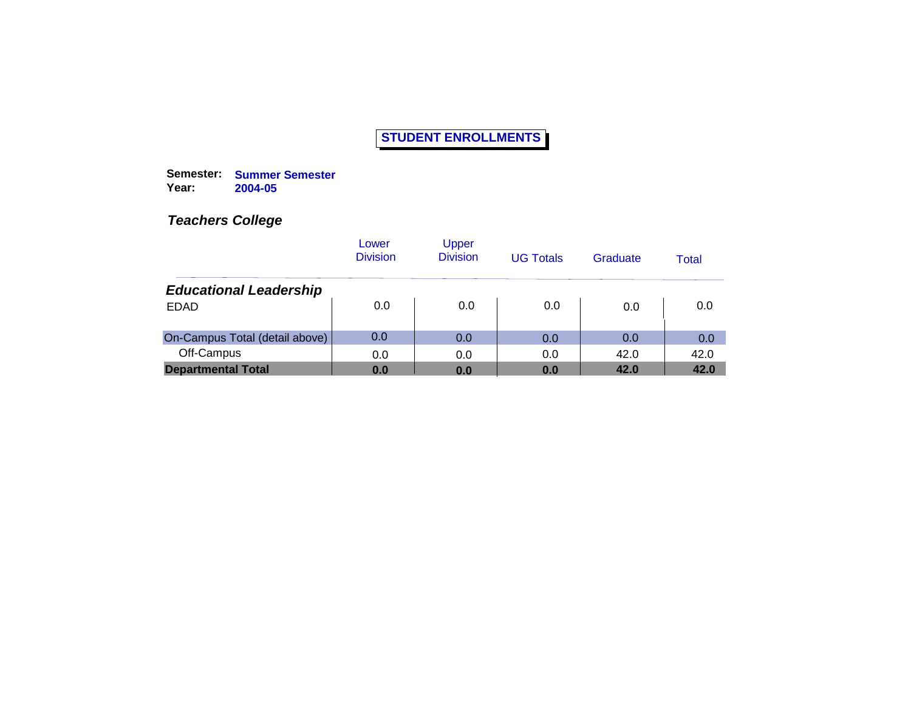# STUDENT ENROLLMENTS

**Semester:** **Summer Semester**
**Year:** **2004-05**

## *Teachers College*

| | Lower Division | Upper Division | UG Totals | Graduate | Total |
|---|---|---|---|---|---|
| ***Educational Leadership*** | | | | | |
| EDAD | 0.0 | 0.0 | 0.0 | 0.0 | 0.0 |
| On-Campus Total (detail above) | 0.0 | 0.0 | 0.0 | 0.0 | 0.0 |
| Off-Campus | 0.0 | 0.0 | 0.0 | 42.0 | 42.0 |
| **Departmental Total** | **0.0** | **0.0** | **0.0** | **42.0** | **42.0** |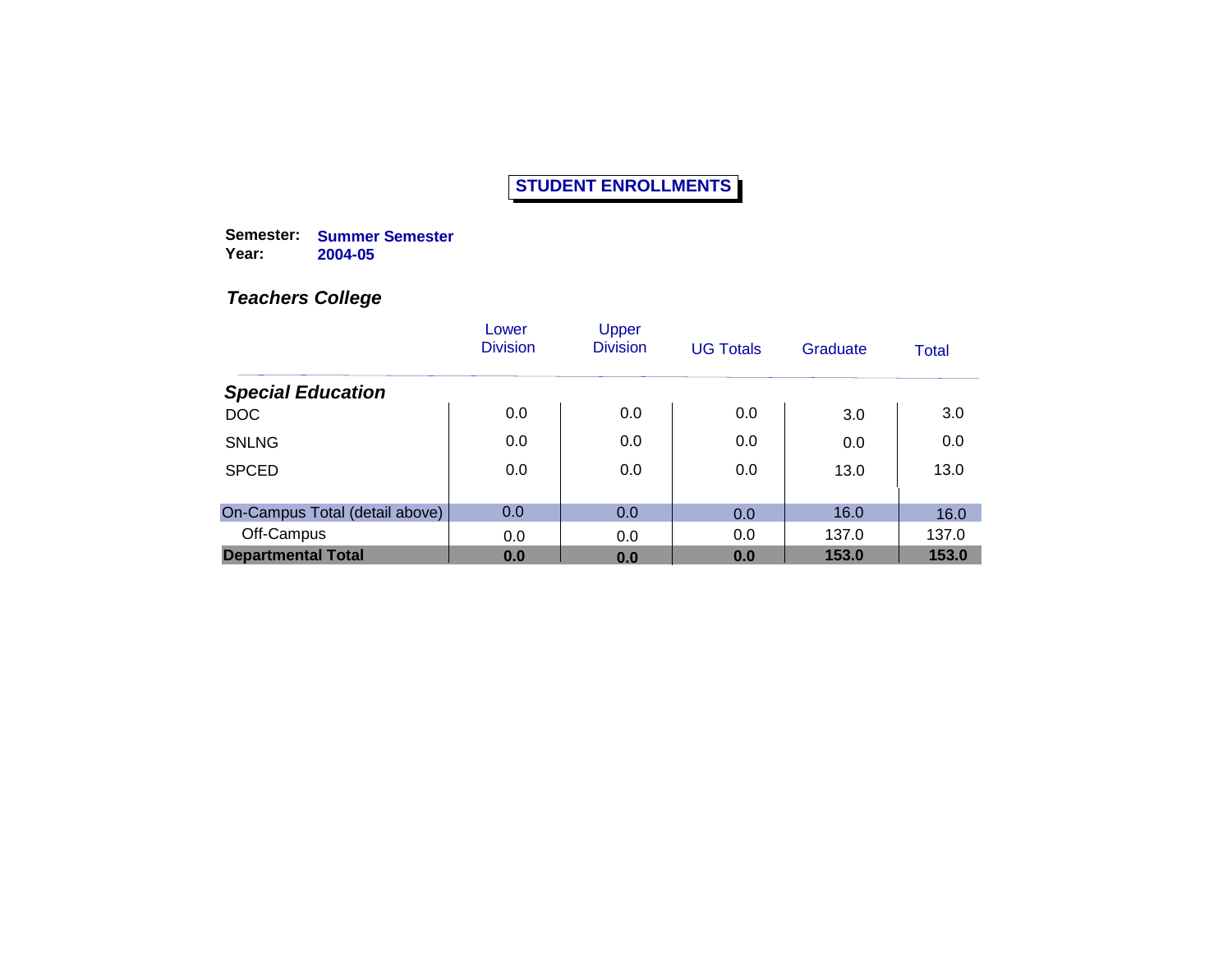# STUDENT ENROLLMENTS

**Semester:** **Summer Semester**
**Year:** **2004-05**

## *Teachers College*

| | Lower Division | Upper Division | UG Totals | Graduate | Total |
|---|---|---|---|---|---|
| ***Special Education*** | | | | | |
| DOC | 0.0 | 0.0 | 0.0 | 3.0 | 3.0 |
| SNLNG | 0.0 | 0.0 | 0.0 | 0.0 | 0.0 |
| SPCED | 0.0 | 0.0 | 0.0 | 13.0 | 13.0 |
| On-Campus Total (detail above) | 0.0 | 0.0 | 0.0 | 16.0 | 16.0 |
| Off-Campus | 0.0 | 0.0 | 0.0 | 137.0 | 137.0 |
| **Departmental Total** | **0.0** | **0.0** | **0.0** | **153.0** | **153.0** |